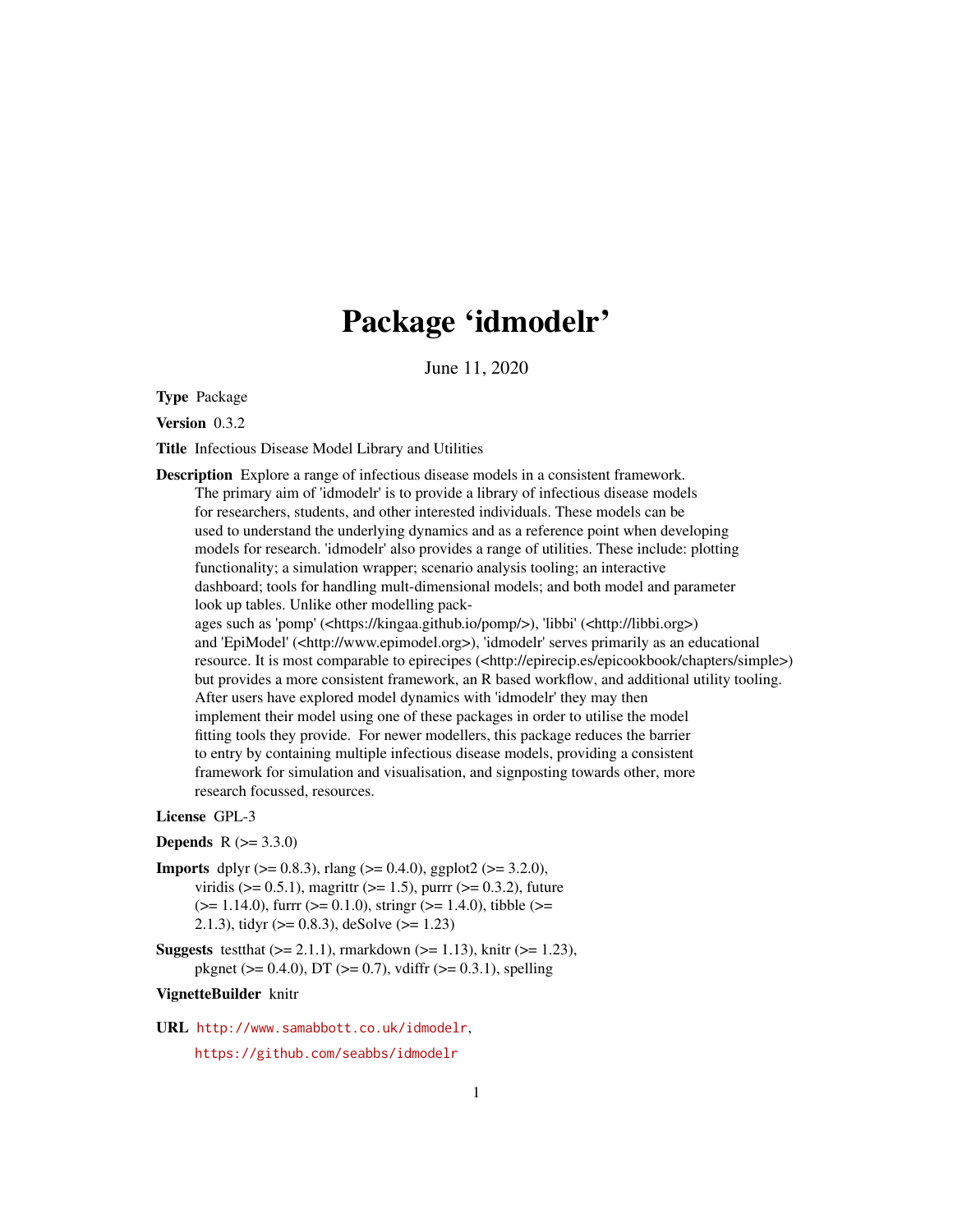# Package 'idmodelr'

June 11, 2020

**Type** Package

**Version** 0.3.2

**Title** Infectious Disease Model Library and Utilities

**Description** Explore a range of infectious disease models in a consistent framework. The primary aim of 'idmodelr' is to provide a library of infectious disease models for researchers, students, and other interested individuals. These models can be used to understand the underlying dynamics and as a reference point when developing models for research. 'idmodelr' also provides a range of utilities. These include: plotting functionality; a simulation wrapper; scenario analysis tooling; an interactive dashboard; tools for handling mult-dimensional models; and both model and parameter look up tables. Unlike other modelling packages such as 'pomp' (<https://kingaa.github.io/pomp/>), 'libbi' (<http://libbi.org>) and 'EpiModel' (<http://www.epimodel.org>), 'idmodelr' serves primarily as an educational resource. It is most comparable to epirecipes (<http://epirecip.es/epicookbook/chapters/simple>) but provides a more consistent framework, an R based workflow, and additional utility tooling. After users have explored model dynamics with 'idmodelr' they may then implement their model using one of these packages in order to utilise the model fitting tools they provide. For newer modellers, this package reduces the barrier to entry by containing multiple infectious disease models, providing a consistent framework for simulation and visualisation, and signposting towards other, more research focussed, resources.

**License** GPL-3

**Depends** R (>= 3.3.0)

**Imports** dplyr (>= 0.8.3), rlang (>= 0.4.0), ggplot2 (>= 3.2.0), viridis (>= 0.5.1), magrittr (>= 1.5), purrr (>= 0.3.2), future (>= 1.14.0), furrr (>= 0.1.0), stringr (>= 1.4.0), tibble (>= 2.1.3), tidyr (>= 0.8.3), deSolve (>= 1.23)

**Suggests** testthat (>= 2.1.1), rmarkdown (>= 1.13), knitr (>= 1.23), pkgnet (>= 0.4.0), DT (>= 0.7), vdiffr (>= 0.3.1), spelling

**VignetteBuilder** knitr

**URL** http://www.samabbott.co.uk/idmodelr,
https://github.com/seabbs/idmodelr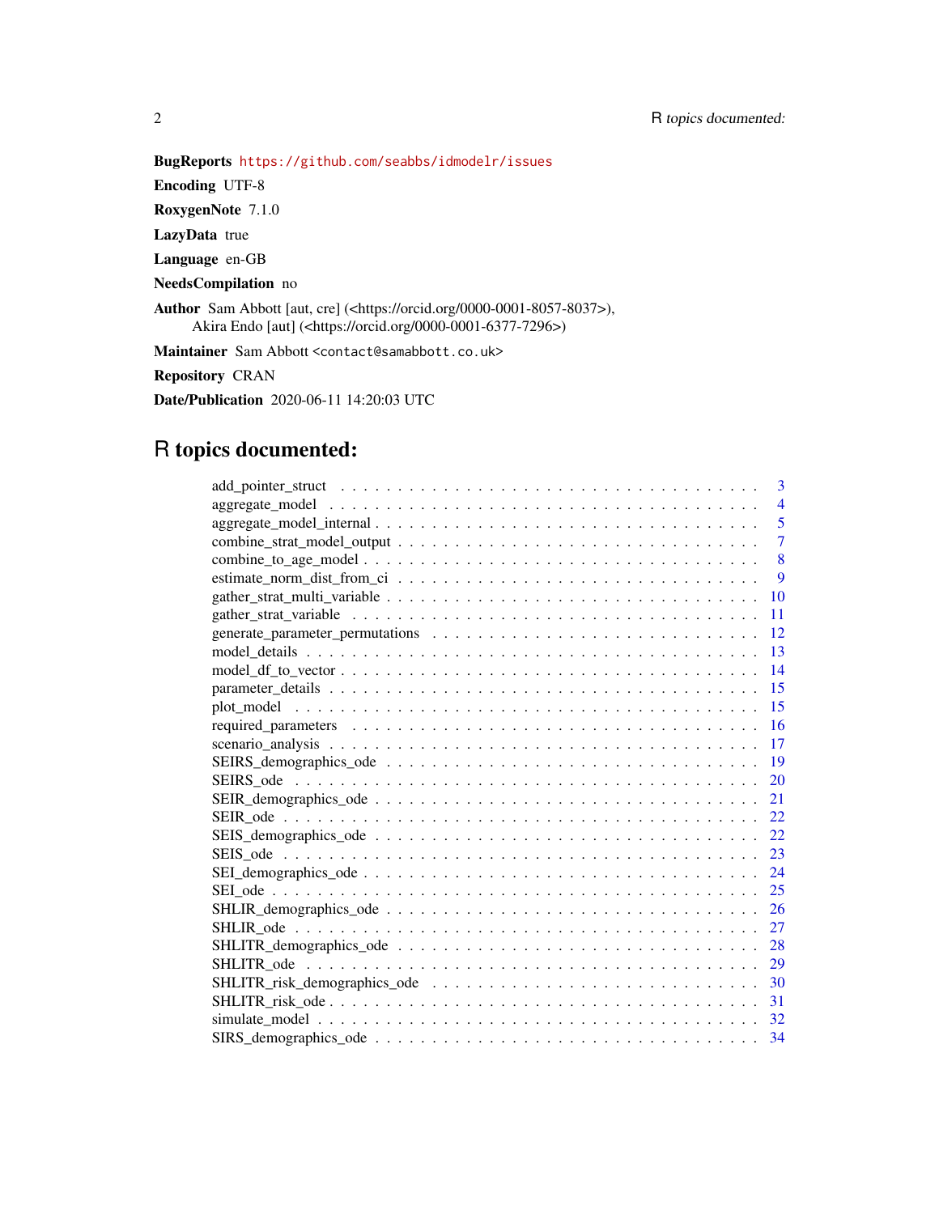**BugReports** https://github.com/seabbs/idmodelr/issues

**Encoding** UTF-8

**RoxygenNote** 7.1.0

**LazyData** true

**Language** en-GB

**NeedsCompilation** no

**Author** Sam Abbott [aut, cre] (<https://orcid.org/0000-0001-8057-8037>),
Akira Endo [aut] (<https://orcid.org/0000-0001-6377-7296>)

**Maintainer** Sam Abbott <contact@samabbott.co.uk>

**Repository** CRAN

**Date/Publication** 2020-06-11 14:20:03 UTC

# R topics documented:

| | |
|---|---|
| add_pointer_struct | 3 |
| aggregate_model | 4 |
| aggregate_model_internal | 5 |
| combine_strat_model_output | 7 |
| combine_to_age_model | 8 |
| estimate_norm_dist_from_ci | 9 |
| gather_strat_multi_variable | 10 |
| gather_strat_variable | 11 |
| generate_parameter_permutations | 12 |
| model_details | 13 |
| model_df_to_vector | 14 |
| parameter_details | 15 |
| plot_model | 15 |
| required_parameters | 16 |
| scenario_analysis | 17 |
| SEIRS_demographics_ode | 19 |
| SEIRS_ode | 20 |
| SEIR_demographics_ode | 21 |
| SEIR_ode | 22 |
| SEIS_demographics_ode | 22 |
| SEIS_ode | 23 |
| SEI_demographics_ode | 24 |
| SEI_ode | 25 |
| SHLIR_demographics_ode | 26 |
| SHLIR_ode | 27 |
| SHLITR_demographics_ode | 28 |
| SHLITR_ode | 29 |
| SHLITR_risk_demographics_ode | 30 |
| SHLITR_risk_ode | 31 |
| simulate_model | 32 |
| SIRS_demographics_ode | 34 |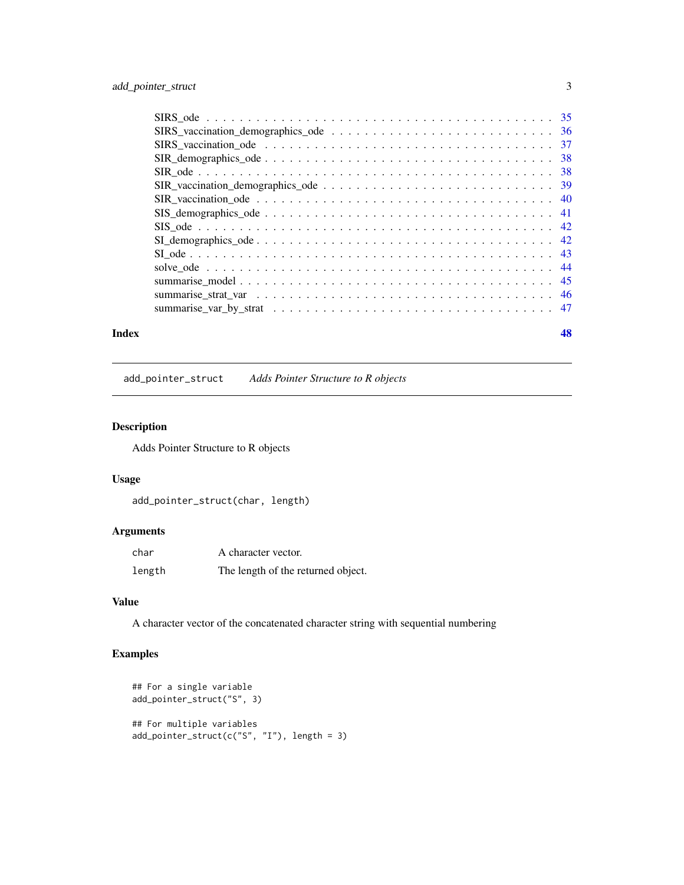SIRS_ode . . . . . . . . . . . . . . . . . . . . . . . . . . . . . . . . . . . . . . . . . 35
SIRS_vaccination_demographics_ode . . . . . . . . . . . . . . . . . . . . . . . . . . . . 36
SIRS_vaccination_ode . . . . . . . . . . . . . . . . . . . . . . . . . . . . . . . . . . . 37
SIR_demographics_ode . . . . . . . . . . . . . . . . . . . . . . . . . . . . . . . . . . . 38
SIR_ode . . . . . . . . . . . . . . . . . . . . . . . . . . . . . . . . . . . . . . . . . . 38
SIR_vaccination_demographics_ode . . . . . . . . . . . . . . . . . . . . . . . . . . . . . 39
SIR_vaccination_ode . . . . . . . . . . . . . . . . . . . . . . . . . . . . . . . . . . . . 40
SIS_demographics_ode . . . . . . . . . . . . . . . . . . . . . . . . . . . . . . . . . . . 41
SIS_ode . . . . . . . . . . . . . . . . . . . . . . . . . . . . . . . . . . . . . . . . . . 42
SI_demographics_ode . . . . . . . . . . . . . . . . . . . . . . . . . . . . . . . . . . . . 42
SI_ode . . . . . . . . . . . . . . . . . . . . . . . . . . . . . . . . . . . . . . . . . . . 43
solve_ode . . . . . . . . . . . . . . . . . . . . . . . . . . . . . . . . . . . . . . . . . 44
summarise_model . . . . . . . . . . . . . . . . . . . . . . . . . . . . . . . . . . . . . . 45
summarise_strat_var . . . . . . . . . . . . . . . . . . . . . . . . . . . . . . . . . . . . 46
summarise_var_by_strat . . . . . . . . . . . . . . . . . . . . . . . . . . . . . . . . . . 47

**Index** **48**

---

## add_pointer_struct *Adds Pointer Structure to R objects*

### Description

Adds Pointer Structure to R objects

### Usage

```
add_pointer_struct(char, length)
```

### Arguments

| | |
|---|---|
| `char` | A character vector. |
| `length` | The length of the returned object. |

### Value

A character vector of the concatenated character string with sequential numbering

### Examples

```
## For a single variable
add_pointer_struct("S", 3)

## For multiple variables
add_pointer_struct(c("S", "I"), length = 3)
```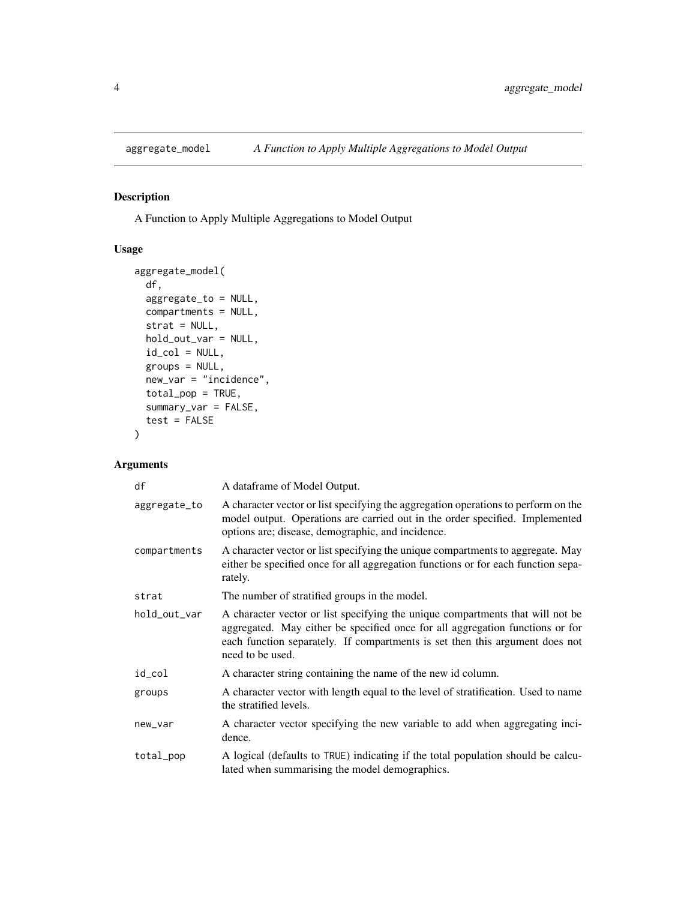# aggregate_model — *A Function to Apply Multiple Aggregations to Model Output*

## Description

A Function to Apply Multiple Aggregations to Model Output

## Usage

```
aggregate_model(
  df,
  aggregate_to = NULL,
  compartments = NULL,
  strat = NULL,
  hold_out_var = NULL,
  id_col = NULL,
  groups = NULL,
  new_var = "incidence",
  total_pop = TRUE,
  summary_var = FALSE,
  test = FALSE
)
```

## Arguments

| | |
|---|---|
| df | A dataframe of Model Output. |
| aggregate_to | A character vector or list specifying the aggregation operations to perform on the model output. Operations are carried out in the order specified. Implemented options are; disease, demographic, and incidence. |
| compartments | A character vector or list specifying the unique compartments to aggregate. May either be specified once for all aggregation functions or for each function separately. |
| strat | The number of stratified groups in the model. |
| hold_out_var | A character vector or list specifying the unique compartments that will not be aggregated. May either be specified once for all aggregation functions or for each function separately. If compartments is set then this argument does not need to be used. |
| id_col | A character string containing the name of the new id column. |
| groups | A character vector with length equal to the level of stratification. Used to name the stratified levels. |
| new_var | A character vector specifying the new variable to add when aggregating incidence. |
| total_pop | A logical (defaults to TRUE) indicating if the total population should be calculated when summarising the model demographics. |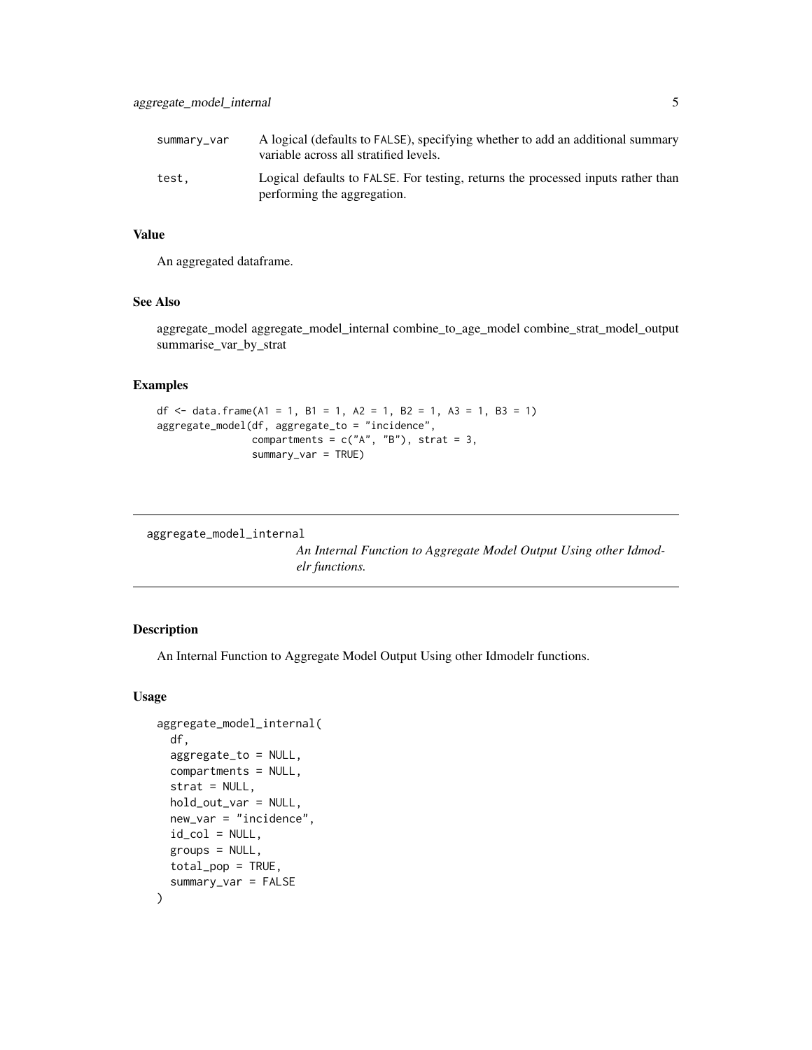| | |
|---|---|
| summary_var | A logical (defaults to FALSE), specifying whether to add an additional summary variable across all stratified levels. |
| test, | Logical defaults to FALSE. For testing, returns the processed inputs rather than performing the aggregation. |

### Value

An aggregated dataframe.

### See Also

aggregate_model aggregate_model_internal combine_to_age_model combine_strat_model_output summarise_var_by_strat

### Examples

```
df <- data.frame(A1 = 1, B1 = 1, A2 = 1, B2 = 1, A3 = 1, B3 = 1)
aggregate_model(df, aggregate_to = "incidence",
                compartments = c("A", "B"), strat = 3,
                summary_var = TRUE)
```

---

## aggregate_model_internal

*An Internal Function to Aggregate Model Output Using other Idmodelr functions.*

---

### Description

An Internal Function to Aggregate Model Output Using other Idmodelr functions.

### Usage

```
aggregate_model_internal(
  df,
  aggregate_to = NULL,
  compartments = NULL,
  strat = NULL,
  hold_out_var = NULL,
  new_var = "incidence",
  id_col = NULL,
  groups = NULL,
  total_pop = TRUE,
  summary_var = FALSE
)
```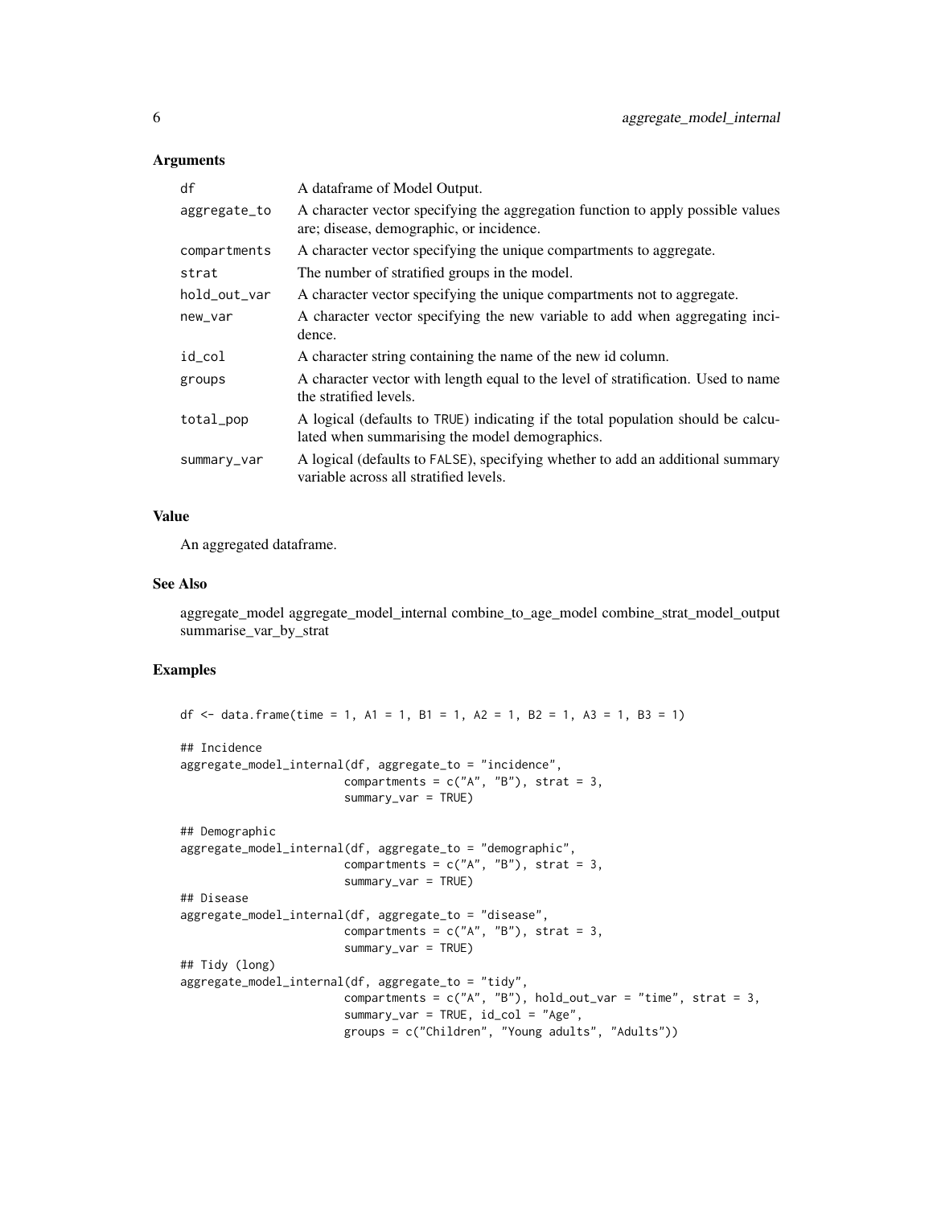## Arguments

| | |
|---|---|
| df | A dataframe of Model Output. |
| aggregate_to | A character vector specifying the aggregation function to apply possible values are; disease, demographic, or incidence. |
| compartments | A character vector specifying the unique compartments to aggregate. |
| strat | The number of stratified groups in the model. |
| hold_out_var | A character vector specifying the unique compartments not to aggregate. |
| new_var | A character vector specifying the new variable to add when aggregating incidence. |
| id_col | A character string containing the name of the new id column. |
| groups | A character vector with length equal to the level of stratification. Used to name the stratified levels. |
| total_pop | A logical (defaults to TRUE) indicating if the total population should be calculated when summarising the model demographics. |
| summary_var | A logical (defaults to FALSE), specifying whether to add an additional summary variable across all stratified levels. |

## Value

An aggregated dataframe.

## See Also

aggregate_model aggregate_model_internal combine_to_age_model combine_strat_model_output summarise_var_by_strat

## Examples

```
df <- data.frame(time = 1, A1 = 1, B1 = 1, A2 = 1, B2 = 1, A3 = 1, B3 = 1)

## Incidence
aggregate_model_internal(df, aggregate_to = "incidence",
                         compartments = c("A", "B"), strat = 3,
                         summary_var = TRUE)

## Demographic
aggregate_model_internal(df, aggregate_to = "demographic",
                         compartments = c("A", "B"), strat = 3,
                         summary_var = TRUE)
## Disease
aggregate_model_internal(df, aggregate_to = "disease",
                         compartments = c("A", "B"), strat = 3,
                         summary_var = TRUE)
## Tidy (long)
aggregate_model_internal(df, aggregate_to = "tidy",
                         compartments = c("A", "B"), hold_out_var = "time", strat = 3,
                         summary_var = TRUE, id_col = "Age",
                         groups = c("Children", "Young adults", "Adults"))
```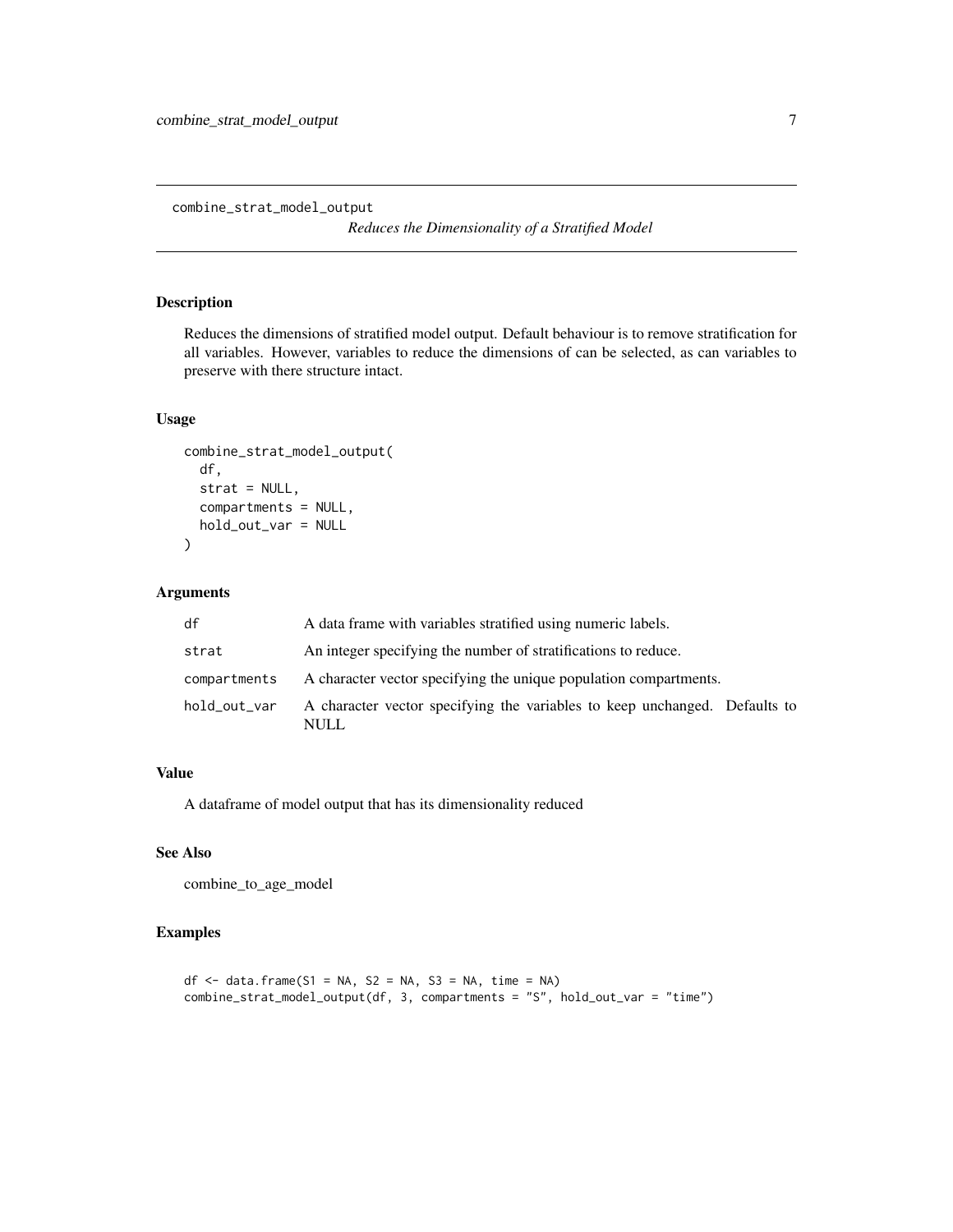# combine_strat_model_output

*Reduces the Dimensionality of a Stratified Model*

## Description

Reduces the dimensions of stratified model output. Default behaviour is to remove stratification for all variables. However, variables to reduce the dimensions of can be selected, as can variables to preserve with there structure intact.

## Usage

```
combine_strat_model_output(
  df,
  strat = NULL,
  compartments = NULL,
  hold_out_var = NULL
)
```

## Arguments

| | |
|---|---|
| df | A data frame with variables stratified using numeric labels. |
| strat | An integer specifying the number of stratifications to reduce. |
| compartments | A character vector specifying the unique population compartments. |
| hold_out_var | A character vector specifying the variables to keep unchanged. Defaults to NULL |

## Value

A dataframe of model output that has its dimensionality reduced

## See Also

combine_to_age_model

## Examples

```
df <- data.frame(S1 = NA, S2 = NA, S3 = NA, time = NA)
combine_strat_model_output(df, 3, compartments = "S", hold_out_var = "time")
```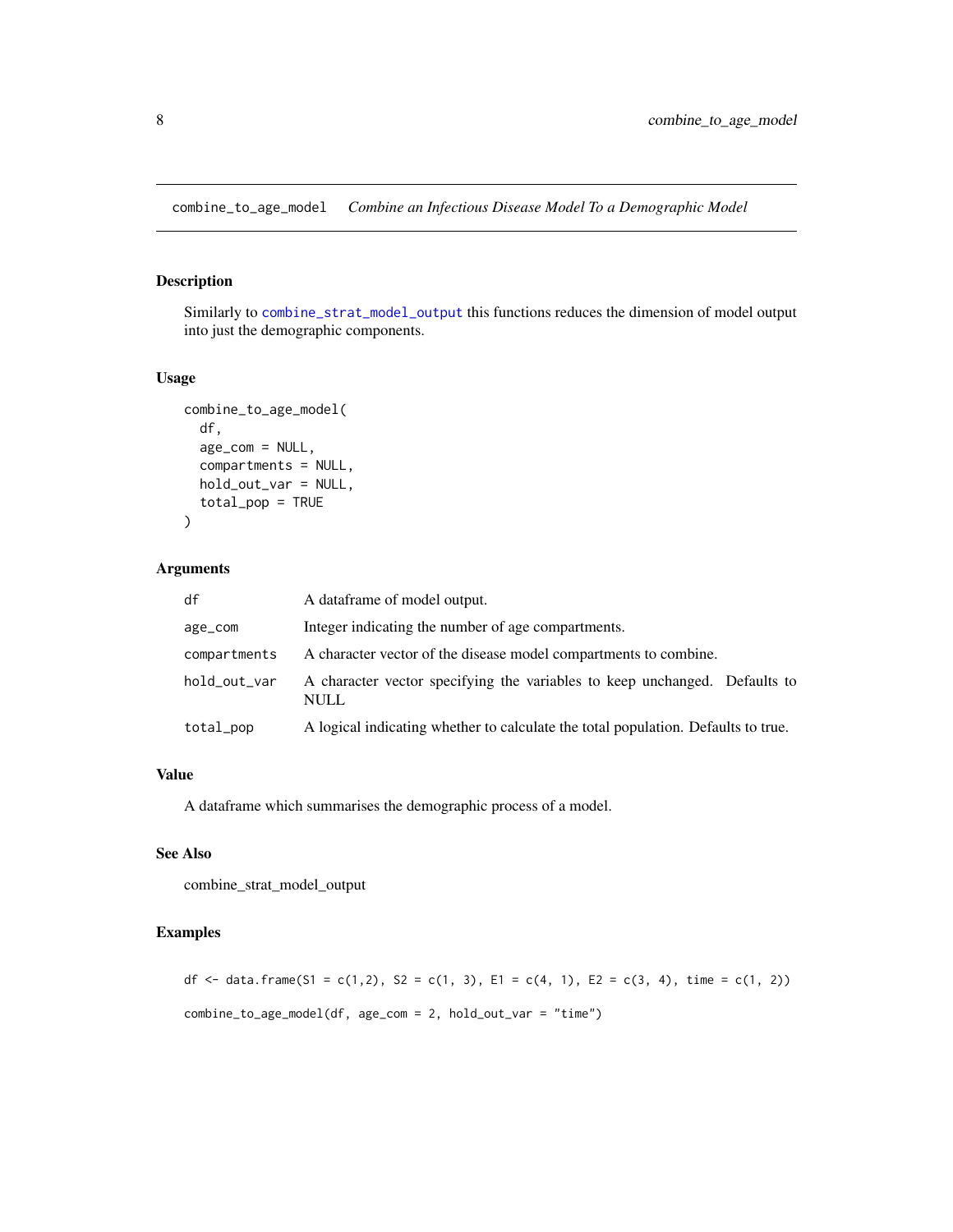combine_to_age_model    *Combine an Infectious Disease Model To a Demographic Model*

## Description

Similarly to combine_strat_model_output this functions reduces the dimension of model output into just the demographic components.

## Usage

```
combine_to_age_model(
  df,
  age_com = NULL,
  compartments = NULL,
  hold_out_var = NULL,
  total_pop = TRUE
)
```

## Arguments

| | |
|---|---|
| df | A dataframe of model output. |
| age_com | Integer indicating the number of age compartments. |
| compartments | A character vector of the disease model compartments to combine. |
| hold_out_var | A character vector specifying the variables to keep unchanged. Defaults to NULL |
| total_pop | A logical indicating whether to calculate the total population. Defaults to true. |

## Value

A dataframe which summarises the demographic process of a model.

## See Also

combine_strat_model_output

## Examples

```
df <- data.frame(S1 = c(1,2), S2 = c(1, 3), E1 = c(4, 1), E2 = c(3, 4), time = c(1, 2))

combine_to_age_model(df, age_com = 2, hold_out_var = "time")
```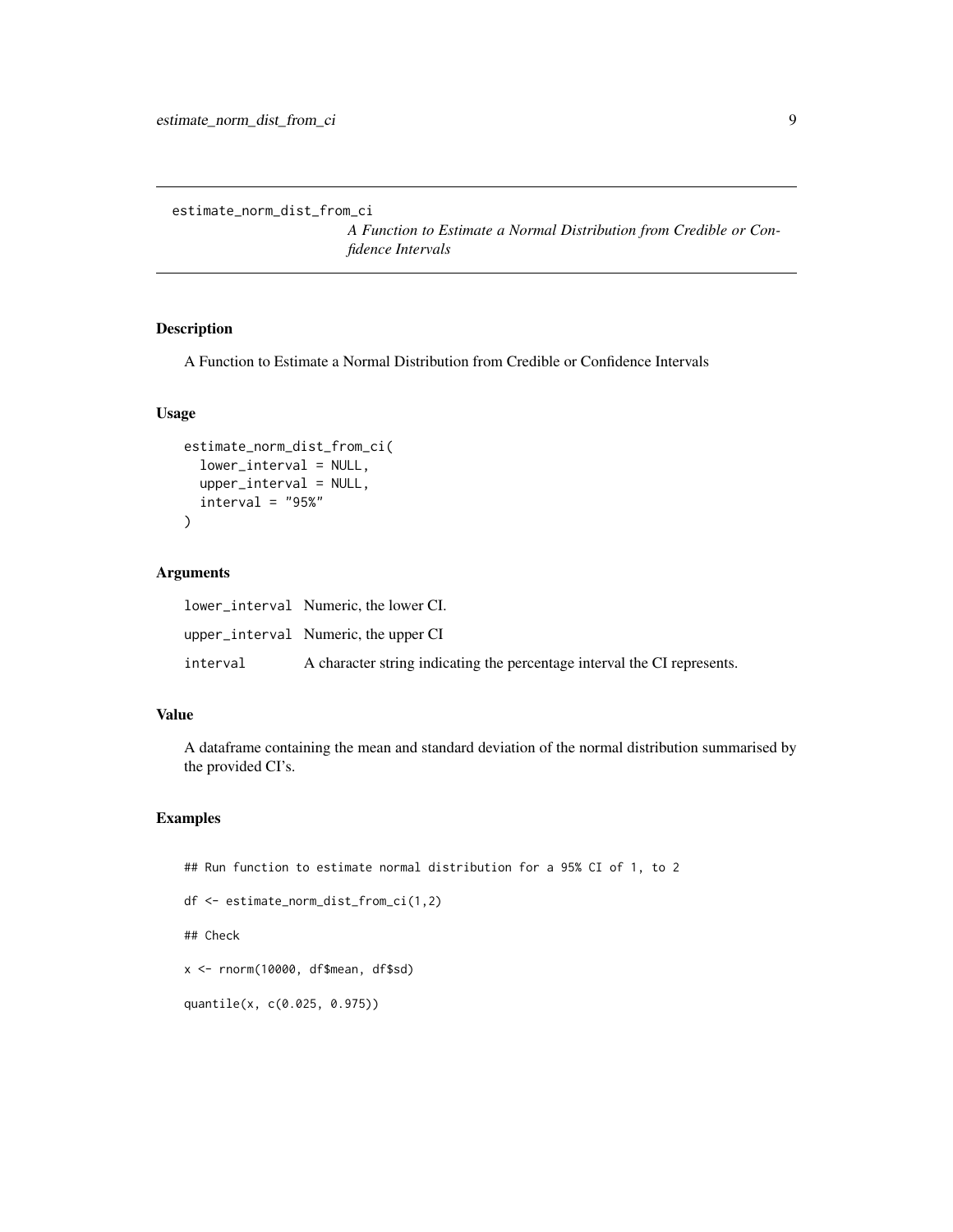`estimate_norm_dist_from_ci` *A Function to Estimate a Normal Distribution from Credible or Confidence Intervals*

## Description

A Function to Estimate a Normal Distribution from Credible or Confidence Intervals

## Usage

```
estimate_norm_dist_from_ci(
  lower_interval = NULL,
  upper_interval = NULL,
  interval = "95%"
)
```

## Arguments

| | |
|---|---|
| `lower_interval` | Numeric, the lower CI. |
| `upper_interval` | Numeric, the upper CI |
| `interval` | A character string indicating the percentage interval the CI represents. |

## Value

A dataframe containing the mean and standard deviation of the normal distribution summarised by the provided CI's.

## Examples

```
## Run function to estimate normal distribution for a 95% CI of 1, to 2

df <- estimate_norm_dist_from_ci(1,2)

## Check

x <- rnorm(10000, df$mean, df$sd)

quantile(x, c(0.025, 0.975))
```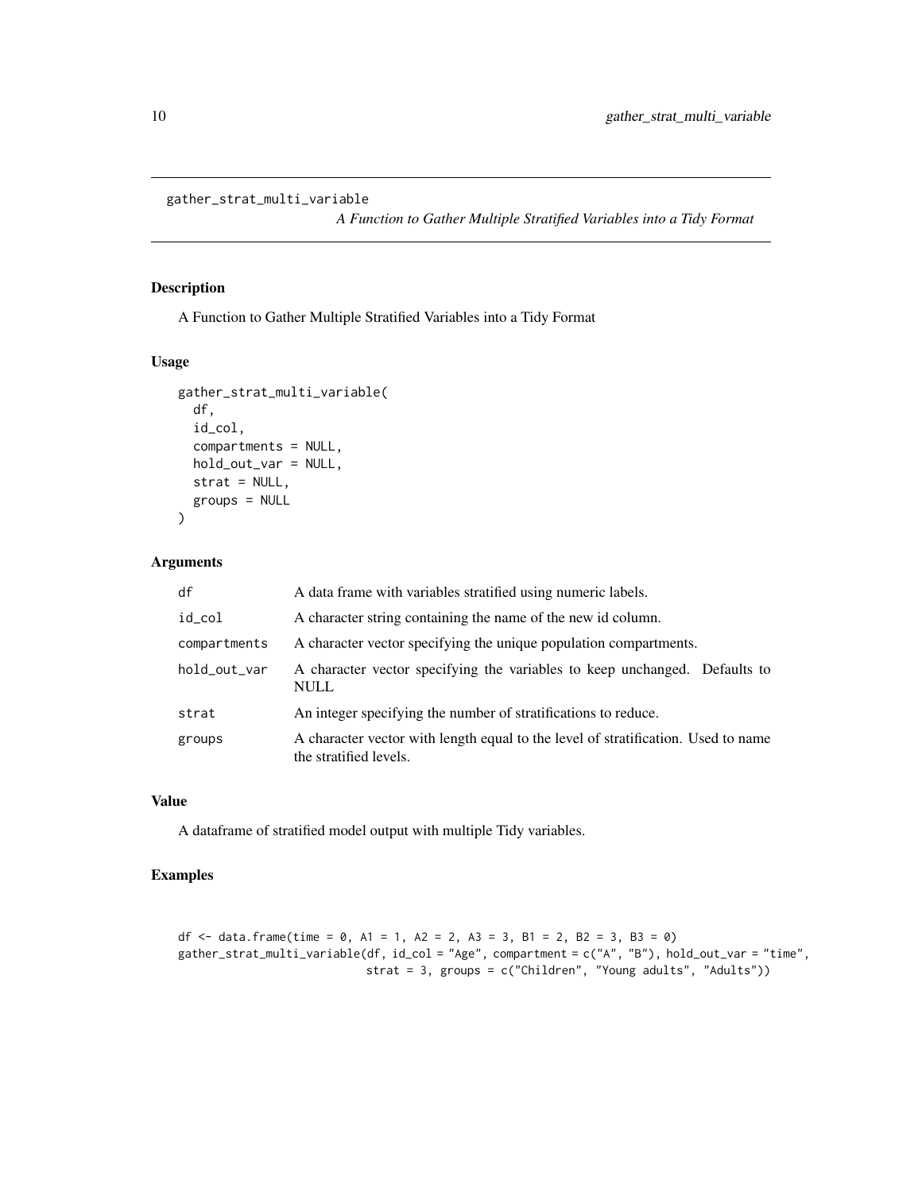## gather_strat_multi_variable

*A Function to Gather Multiple Stratified Variables into a Tidy Format*

### Description

A Function to Gather Multiple Stratified Variables into a Tidy Format

### Usage

```
gather_strat_multi_variable(
  df,
  id_col,
  compartments = NULL,
  hold_out_var = NULL,
  strat = NULL,
  groups = NULL
)
```

### Arguments

| | |
|---|---|
| `df` | A data frame with variables stratified using numeric labels. |
| `id_col` | A character string containing the name of the new id column. |
| `compartments` | A character vector specifying the unique population compartments. |
| `hold_out_var` | A character vector specifying the variables to keep unchanged. Defaults to NULL |
| `strat` | An integer specifying the number of stratifications to reduce. |
| `groups` | A character vector with length equal to the level of stratification. Used to name the stratified levels. |

### Value

A dataframe of stratified model output with multiple Tidy variables.

### Examples

```
df <- data.frame(time = 0, A1 = 1, A2 = 2, A3 = 3, B1 = 2, B2 = 3, B3 = 0)
gather_strat_multi_variable(df, id_col = "Age", compartment = c("A", "B"), hold_out_var = "time",
                            strat = 3, groups = c("Children", "Young adults", "Adults"))
```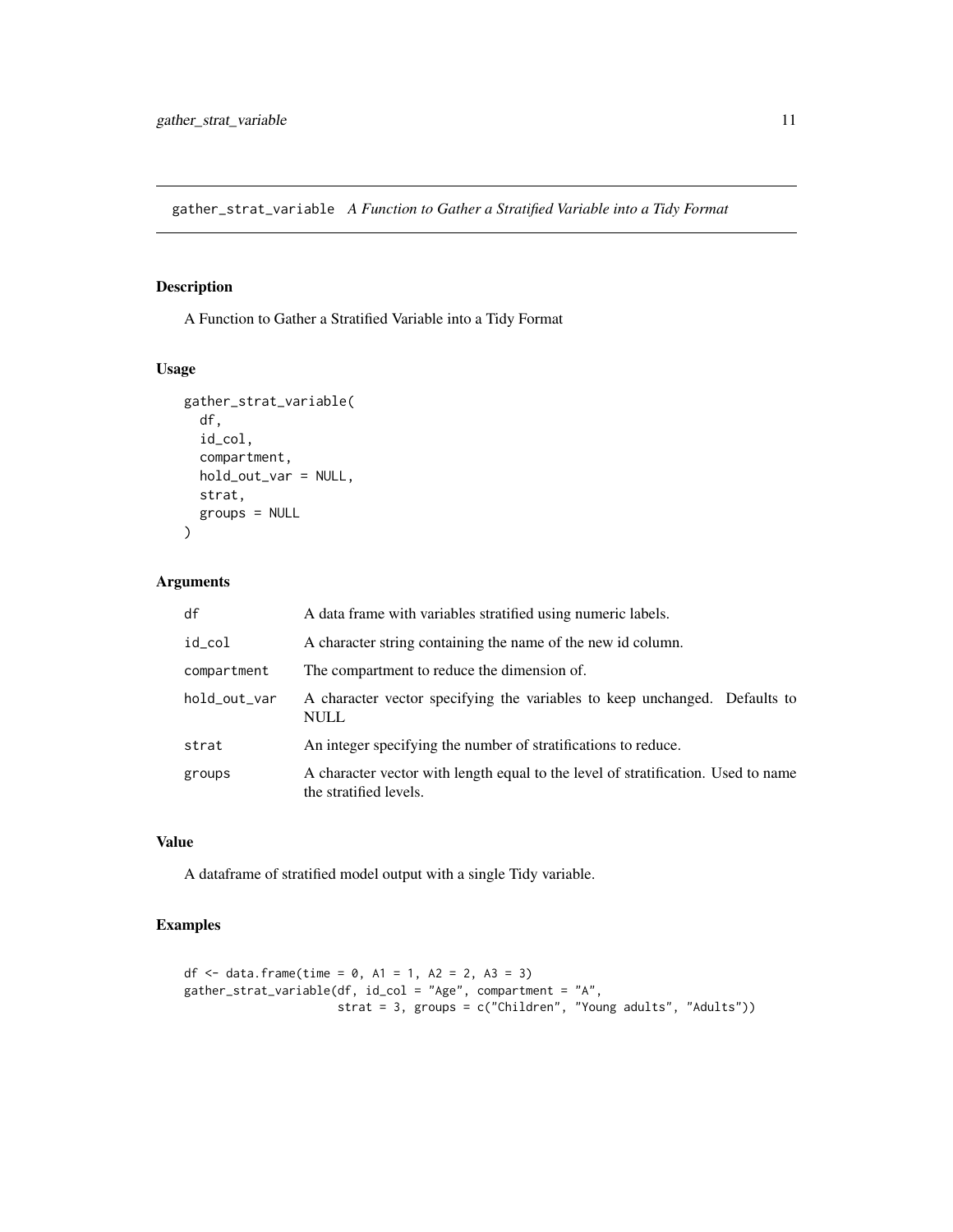# gather_strat_variable *A Function to Gather a Stratified Variable into a Tidy Format*

## Description

A Function to Gather a Stratified Variable into a Tidy Format

## Usage

```
gather_strat_variable(
  df,
  id_col,
  compartment,
  hold_out_var = NULL,
  strat,
  groups = NULL
)
```

## Arguments

| Argument | Description |
|---|---|
| df | A data frame with variables stratified using numeric labels. |
| id_col | A character string containing the name of the new id column. |
| compartment | The compartment to reduce the dimension of. |
| hold_out_var | A character vector specifying the variables to keep unchanged. Defaults to NULL |
| strat | An integer specifying the number of stratifications to reduce. |
| groups | A character vector with length equal to the level of stratification. Used to name the stratified levels. |

## Value

A dataframe of stratified model output with a single Tidy variable.

## Examples

```
df <- data.frame(time = 0, A1 = 1, A2 = 2, A3 = 3)
gather_strat_variable(df, id_col = "Age", compartment = "A",
                      strat = 3, groups = c("Children", "Young adults", "Adults"))
```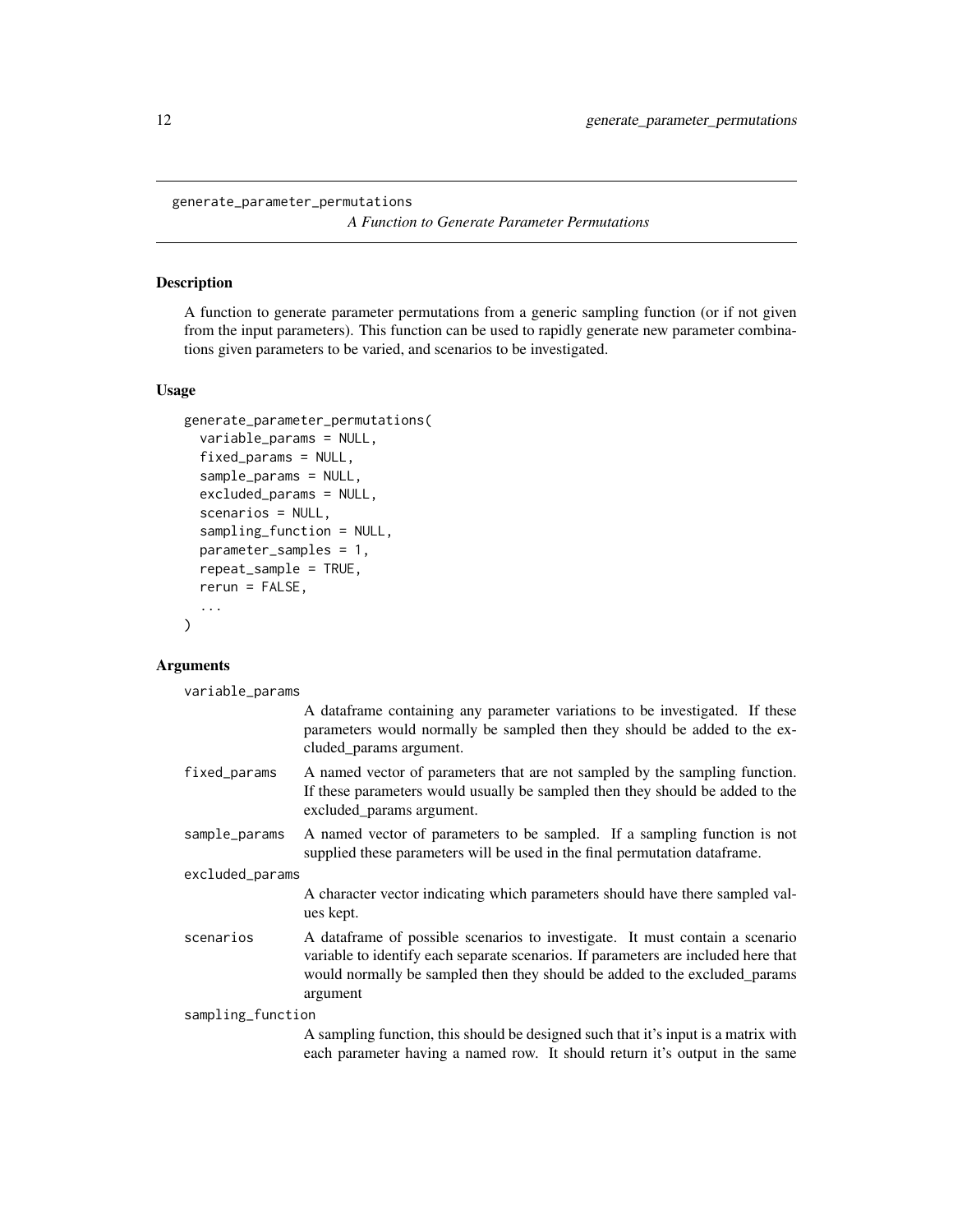`generate_parameter_permutations` *A Function to Generate Parameter Permutations*

### Description

A function to generate parameter permutations from a generic sampling function (or if not given from the input parameters). This function can be used to rapidly generate new parameter combinations given parameters to be varied, and scenarios to be investigated.

### Usage

```
generate_parameter_permutations(
  variable_params = NULL,
  fixed_params = NULL,
  sample_params = NULL,
  excluded_params = NULL,
  scenarios = NULL,
  sampling_function = NULL,
  parameter_samples = 1,
  repeat_sample = TRUE,
  rerun = FALSE,
  ...
)
```

### Arguments

`variable_params`
: A dataframe containing any parameter variations to be investigated. If these parameters would normally be sampled then they should be added to the excluded_params argument.

`fixed_params`
: A named vector of parameters that are not sampled by the sampling function. If these parameters would usually be sampled then they should be added to the excluded_params argument.

`sample_params`
: A named vector of parameters to be sampled. If a sampling function is not supplied these parameters will be used in the final permutation dataframe.

`excluded_params`
: A character vector indicating which parameters should have there sampled values kept.

`scenarios`
: A dataframe of possible scenarios to investigate. It must contain a scenario variable to identify each separate scenarios. If parameters are included here that would normally be sampled then they should be added to the excluded_params argument

`sampling_function`
: A sampling function, this should be designed such that it's input is a matrix with each parameter having a named row. It should return it's output in the same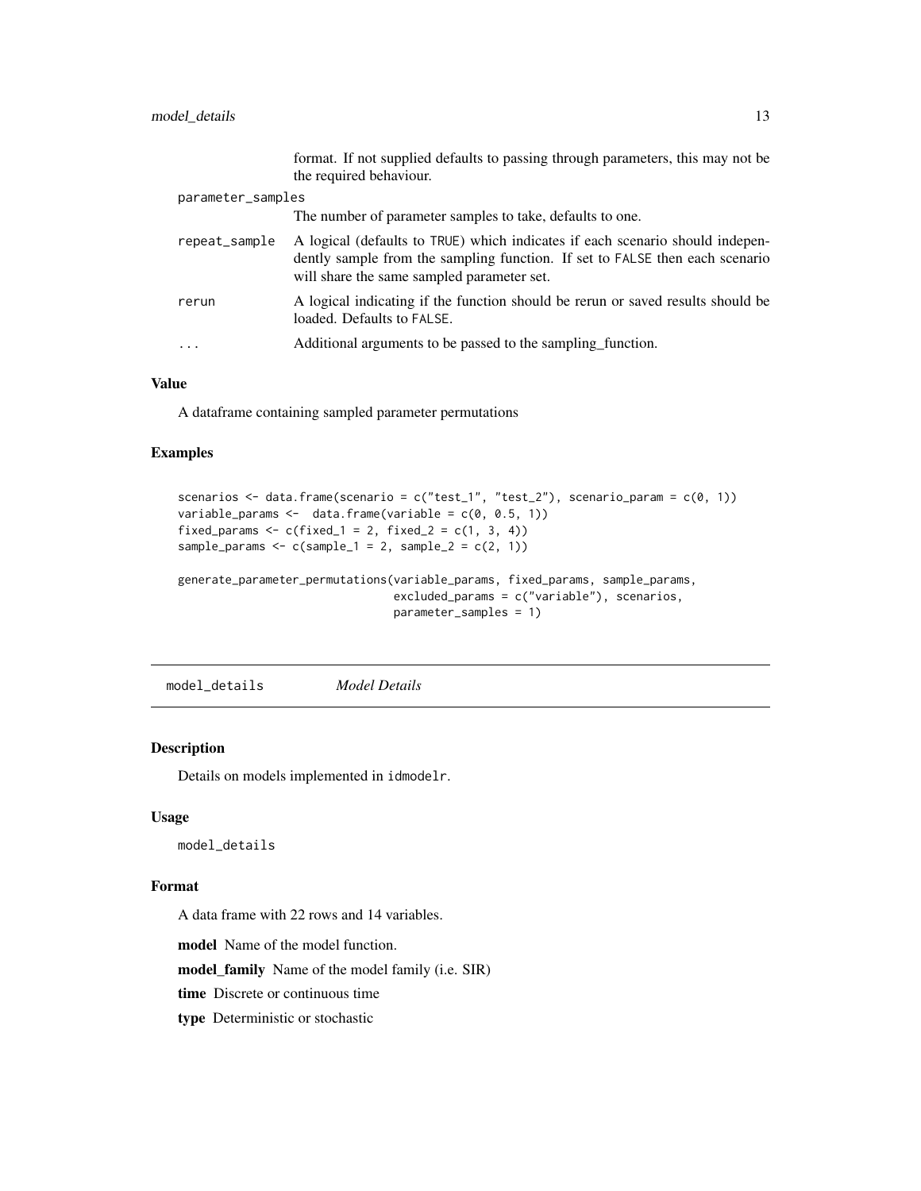format. If not supplied defaults to passing through parameters, this may not be the required behaviour.

parameter_samples
: The number of parameter samples to take, defaults to one.

repeat_sample
: A logical (defaults to TRUE) which indicates if each scenario should independently sample from the sampling function. If set to FALSE then each scenario will share the same sampled parameter set.

rerun
: A logical indicating if the function should be rerun or saved results should be loaded. Defaults to FALSE.

...
: Additional arguments to be passed to the sampling_function.

### Value

A dataframe containing sampled parameter permutations

### Examples

```
scenarios <- data.frame(scenario = c("test_1", "test_2"), scenario_param = c(0, 1))
variable_params <-  data.frame(variable = c(0, 0.5, 1))
fixed_params <- c(fixed_1 = 2, fixed_2 = c(1, 3, 4))
sample_params <- c(sample_1 = 2, sample_2 = c(2, 1))

generate_parameter_permutations(variable_params, fixed_params, sample_params,
                                excluded_params = c("variable"), scenarios,
                                parameter_samples = 1)
```

---

## model_details    *Model Details*

### Description

Details on models implemented in idmodelr.

### Usage

```
model_details
```

### Format

A data frame with 22 rows and 14 variables.

**model** Name of the model function.

**model_family** Name of the model family (i.e. SIR)

**time** Discrete or continuous time

**type** Deterministic or stochastic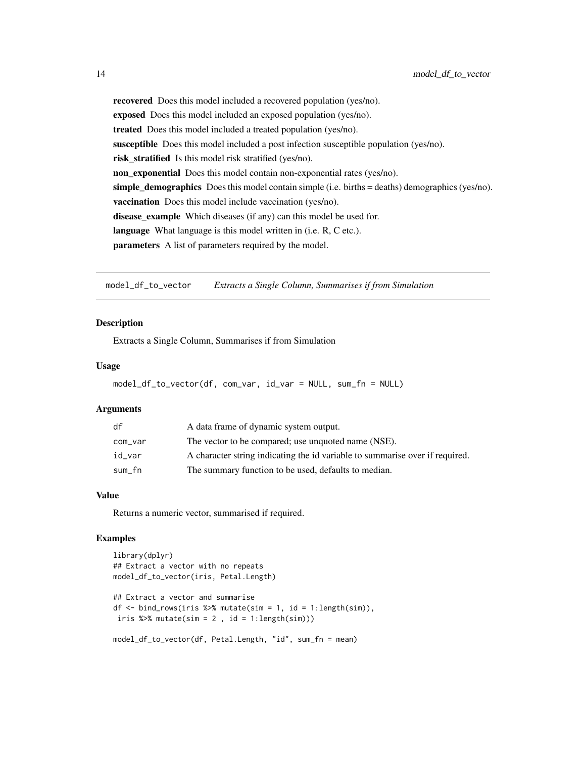**recovered** Does this model included a recovered population (yes/no).

**exposed** Does this model included an exposed population (yes/no).

**treated** Does this model included a treated population (yes/no).

**susceptible** Does this model included a post infection susceptible population (yes/no).

**risk_stratified** Is this model risk stratified (yes/no).

**non_exponential** Does this model contain non-exponential rates (yes/no).

**simple_demographics** Does this model contain simple (i.e. births = deaths) demographics (yes/no).

**vaccination** Does this model include vaccination (yes/no).

**disease_example** Which diseases (if any) can this model be used for.

**language** What language is this model written in (i.e. R, C etc.).

**parameters** A list of parameters required by the model.

---

## model_df_to_vector — *Extracts a Single Column, Summarises if from Simulation*

### Description

Extracts a Single Column, Summarises if from Simulation

### Usage

```
model_df_to_vector(df, com_var, id_var = NULL, sum_fn = NULL)
```

### Arguments

| | |
|---|---|
| df | A data frame of dynamic system output. |
| com_var | The vector to be compared; use unquoted name (NSE). |
| id_var | A character string indicating the id variable to summarise over if required. |
| sum_fn | The summary function to be used, defaults to median. |

### Value

Returns a numeric vector, summarised if required.

### Examples

```
library(dplyr)
## Extract a vector with no repeats
model_df_to_vector(iris, Petal.Length)

## Extract a vector and summarise
df <- bind_rows(iris %>% mutate(sim = 1, id = 1:length(sim)),
 iris %>% mutate(sim = 2 , id = 1:length(sim)))

model_df_to_vector(df, Petal.Length, "id", sum_fn = mean)
```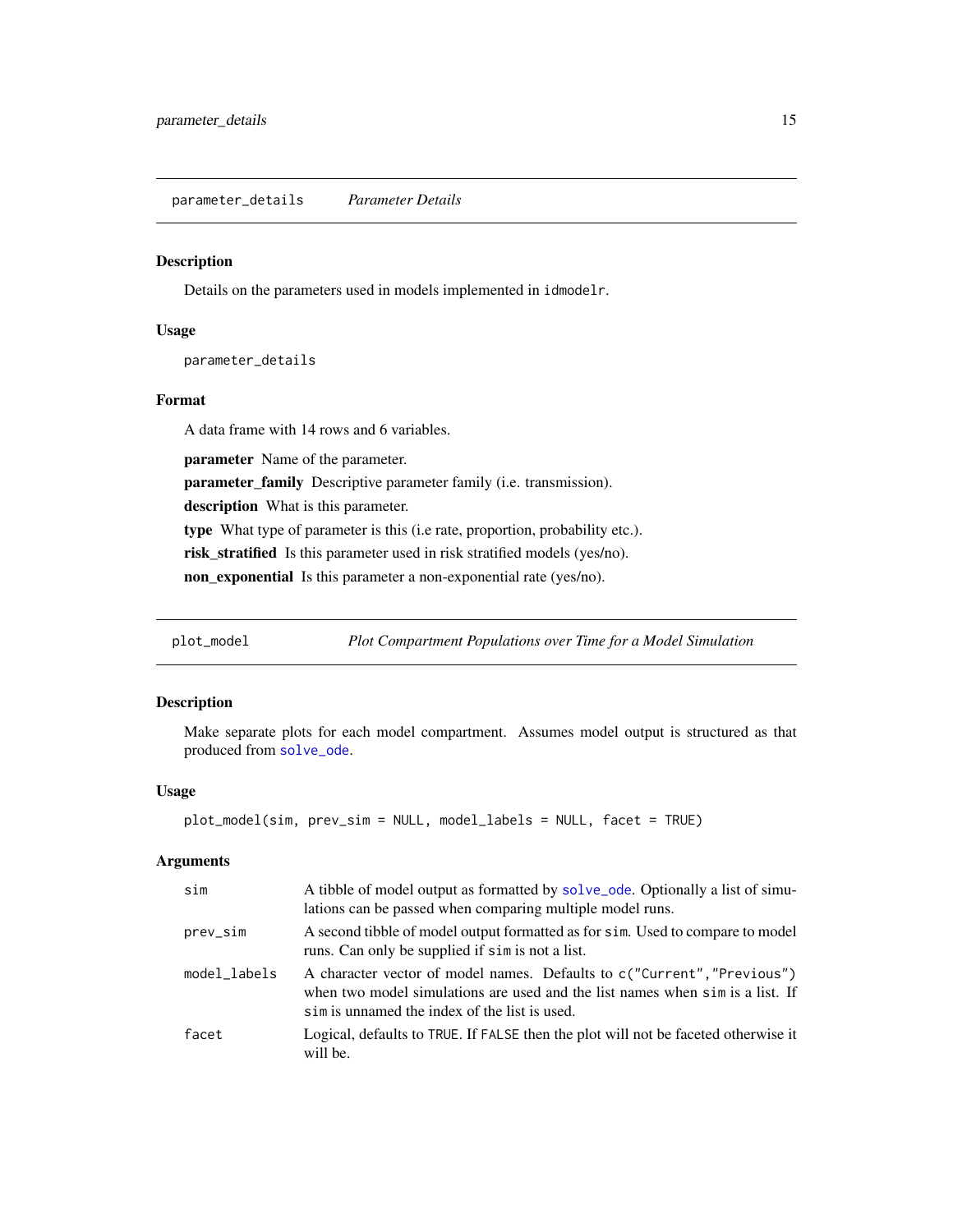## parameter_details *Parameter Details*

### Description

Details on the parameters used in models implemented in `idmodelr`.

### Usage

```
parameter_details
```

### Format

A data frame with 14 rows and 6 variables.

**parameter** Name of the parameter.

**parameter_family** Descriptive parameter family (i.e. transmission).

**description** What is this parameter.

**type** What type of parameter is this (i.e rate, proportion, probability etc.).

**risk_stratified** Is this parameter used in risk stratified models (yes/no).

**non_exponential** Is this parameter a non-exponential rate (yes/no).

## plot_model *Plot Compartment Populations over Time for a Model Simulation*

### Description

Make separate plots for each model compartment. Assumes model output is structured as that produced from `solve_ode`.

### Usage

```
plot_model(sim, prev_sim = NULL, model_labels = NULL, facet = TRUE)
```

### Arguments

| | |
|---|---|
| `sim` | A tibble of model output as formatted by `solve_ode`. Optionally a list of simulations can be passed when comparing multiple model runs. |
| `prev_sim` | A second tibble of model output formatted as for `sim`. Used to compare to model runs. Can only be supplied if `sim` is not a list. |
| `model_labels` | A character vector of model names. Defaults to `c("Current","Previous")` when two model simulations are used and the list names when `sim` is a list. If `sim` is unnamed the index of the list is used. |
| `facet` | Logical, defaults to `TRUE`. If `FALSE` then the plot will not be faceted otherwise it will be. |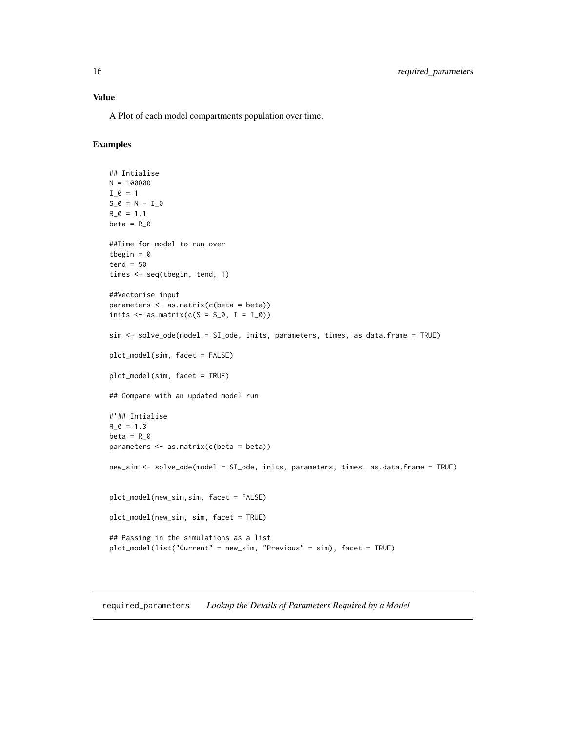## Value

A Plot of each model compartments population over time.

## Examples

```
## Intialise
N = 100000
I_0 = 1
S_0 = N - I_0
R_0 = 1.1
beta = R_0

##Time for model to run over
tbegin = 0
tend = 50
times <- seq(tbegin, tend, 1)

##Vectorise input
parameters <- as.matrix(c(beta = beta))
inits <- as.matrix(c(S = S_0, I = I_0))

sim <- solve_ode(model = SI_ode, inits, parameters, times, as.data.frame = TRUE)

plot_model(sim, facet = FALSE)

plot_model(sim, facet = TRUE)

## Compare with an updated model run

#'## Intialise
R_0 = 1.3
beta = R_0
parameters <- as.matrix(c(beta = beta))

new_sim <- solve_ode(model = SI_ode, inits, parameters, times, as.data.frame = TRUE)


plot_model(new_sim,sim, facet = FALSE)

plot_model(new_sim, sim, facet = TRUE)

## Passing in the simulations as a list
plot_model(list("Current" = new_sim, "Previous" = sim), facet = TRUE)
```

---

# required_parameters *Lookup the Details of Parameters Required by a Model*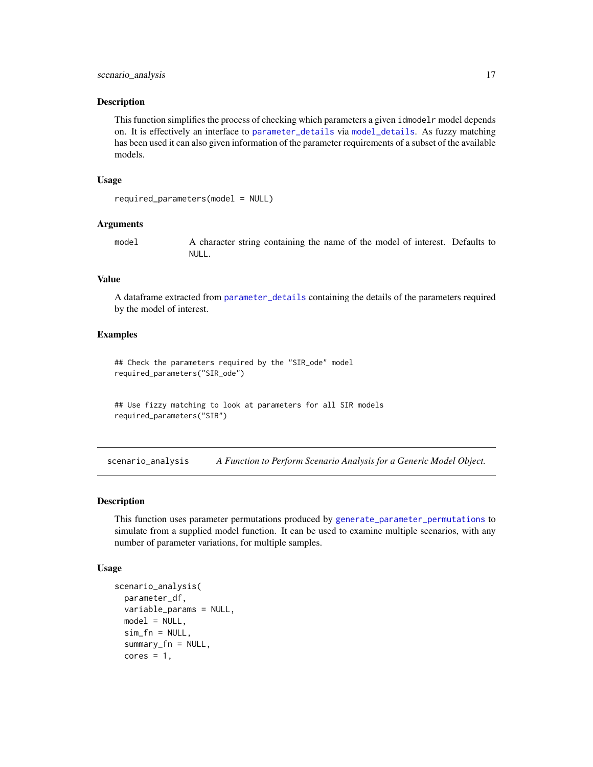## Description

This function simplifies the process of checking which parameters a given idmodelr model depends on. It is effectively an interface to parameter_details via model_details. As fuzzy matching has been used it can also given information of the parameter requirements of a subset of the available models.

## Usage

```
required_parameters(model = NULL)
```

## Arguments

| | |
|---|---|
| model | A character string containing the name of the model of interest. Defaults to NULL. |

## Value

A dataframe extracted from parameter_details containing the details of the parameters required by the model of interest.

## Examples

```
## Check the parameters required by the "SIR_ode" model
required_parameters("SIR_ode")


## Use fizzy matching to look at parameters for all SIR models
required_parameters("SIR")
```

---

# scenario_analysis — *A Function to Perform Scenario Analysis for a Generic Model Object.*

## Description

This function uses parameter permutations produced by generate_parameter_permutations to simulate from a supplied model function. It can be used to examine multiple scenarios, with any number of parameter variations, for multiple samples.

## Usage

```
scenario_analysis(
  parameter_df,
  variable_params = NULL,
  model = NULL,
  sim_fn = NULL,
  summary_fn = NULL,
  cores = 1,
```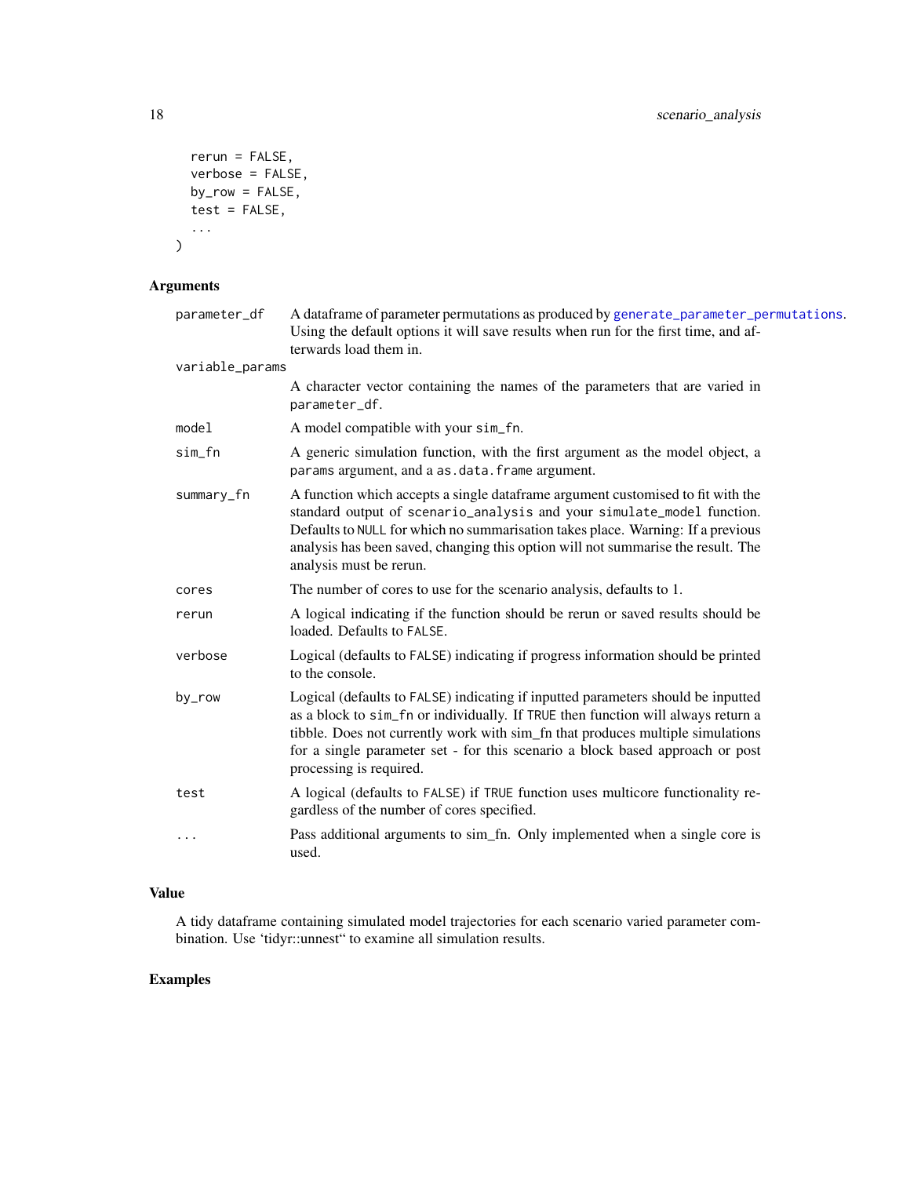```
  rerun = FALSE,
  verbose = FALSE,
  by_row = FALSE,
  test = FALSE,
  ...
)
```

## Arguments

| Argument | Description |
| --- | --- |
| parameter_df | A dataframe of parameter permutations as produced by generate_parameter_permutations. Using the default options it will save results when run for the first time, and afterwards load them in. |
| variable_params | A character vector containing the names of the parameters that are varied in parameter_df. |
| model | A model compatible with your sim_fn. |
| sim_fn | A generic simulation function, with the first argument as the model object, a params argument, and a as.data.frame argument. |
| summary_fn | A function which accepts a single dataframe argument customised to fit with the standard output of scenario_analysis and your simulate_model function. Defaults to NULL for which no summarisation takes place. Warning: If a previous analysis has been saved, changing this option will not summarise the result. The analysis must be rerun. |
| cores | The number of cores to use for the scenario analysis, defaults to 1. |
| rerun | A logical indicating if the function should be rerun or saved results should be loaded. Defaults to FALSE. |
| verbose | Logical (defaults to FALSE) indicating if progress information should be printed to the console. |
| by_row | Logical (defaults to FALSE) indicating if inputted parameters should be inputted as a block to sim_fn or individually. If TRUE then function will always return a tibble. Does not currently work with sim_fn that produces multiple simulations for a single parameter set - for this scenario a block based approach or post processing is required. |
| test | A logical (defaults to FALSE) if TRUE function uses multicore functionality regardless of the number of cores specified. |
| ... | Pass additional arguments to sim_fn. Only implemented when a single core is used. |

## Value

A tidy dataframe containing simulated model trajectories for each scenario varied parameter combination. Use 'tidyr::unnest" to examine all simulation results.

## Examples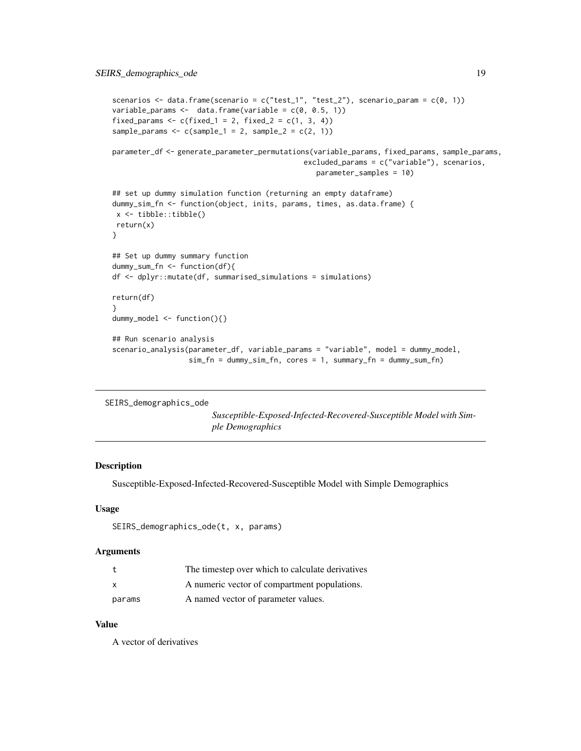```
scenarios <- data.frame(scenario = c("test_1", "test_2"), scenario_param = c(0, 1))
variable_params <-  data.frame(variable = c(0, 0.5, 1))
fixed_params <- c(fixed_1 = 2, fixed_2 = c(1, 3, 4))
sample_params <- c(sample_1 = 2, sample_2 = c(2, 1))

parameter_df <- generate_parameter_permutations(variable_params, fixed_params, sample_params,
                                               excluded_params = c("variable"), scenarios,
                                                  parameter_samples = 10)

## set up dummy simulation function (returning an empty dataframe)
dummy_sim_fn <- function(object, inits, params, times, as.data.frame) {
 x <- tibble::tibble()
 return(x)
}

## Set up dummy summary function
dummy_sum_fn <- function(df){
df <- dplyr::mutate(df, summarised_simulations = simulations)

return(df)
}
dummy_model <- function(){}

## Run scenario analysis
scenario_analysis(parameter_df, variable_params = "variable", model = dummy_model,
                  sim_fn = dummy_sim_fn, cores = 1, summary_fn = dummy_sum_fn)
```

---

`SEIRS_demographics_ode` *Susceptible-Exposed-Infected-Recovered-Susceptible Model with Simple Demographics*

---

## Description

Susceptible-Exposed-Infected-Recovered-Susceptible Model with Simple Demographics

## Usage

```
SEIRS_demographics_ode(t, x, params)
```

## Arguments

| | |
|---|---|
| `t` | The timestep over which to calculate derivatives |
| `x` | A numeric vector of compartment populations. |
| `params` | A named vector of parameter values. |

## Value

A vector of derivatives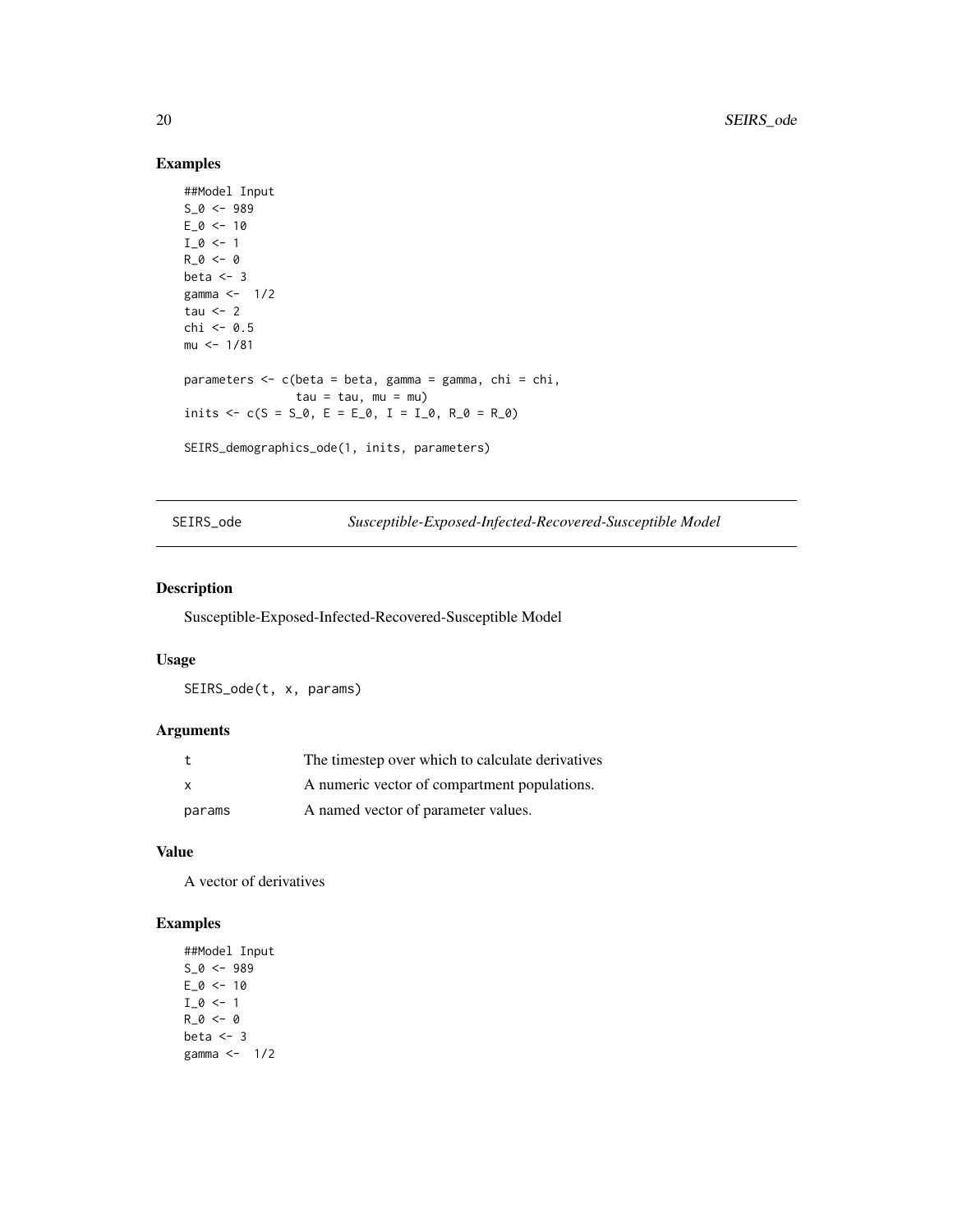## Examples

```
##Model Input
S_0 <- 989
E_0 <- 10
I_0 <- 1
R_0 <- 0
beta <- 3
gamma <-  1/2
tau <- 2
chi <- 0.5
mu <- 1/81

parameters <- c(beta = beta, gamma = gamma, chi = chi,
               tau = tau, mu = mu)
inits <- c(S = S_0, E = E_0, I = I_0, R_0 = R_0)

SEIRS_demographics_ode(1, inits, parameters)
```

---

# SEIRS_ode — *Susceptible-Exposed-Infected-Recovered-Susceptible Model*

---

## Description

Susceptible-Exposed-Infected-Recovered-Susceptible Model

## Usage

```
SEIRS_ode(t, x, params)
```

## Arguments

| | |
|---|---|
| t | The timestep over which to calculate derivatives |
| x | A numeric vector of compartment populations. |
| params | A named vector of parameter values. |

## Value

A vector of derivatives

## Examples

```
##Model Input
S_0 <- 989
E_0 <- 10
I_0 <- 1
R_0 <- 0
beta <- 3
gamma <-  1/2
```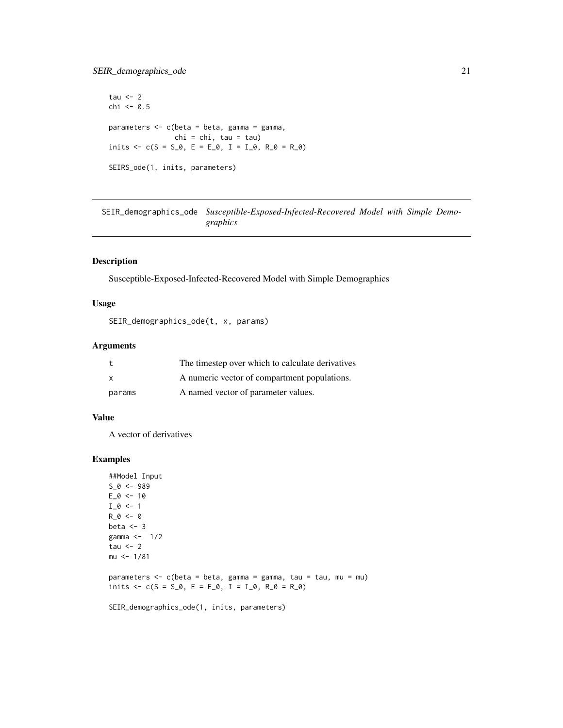```
tau <- 2
chi <- 0.5

parameters <- c(beta = beta, gamma = gamma,
                chi = chi, tau = tau)
inits <- c(S = S_0, E = E_0, I = I_0, R_0 = R_0)

SEIRS_ode(1, inits, parameters)
```

---

## SEIR_demographics_ode *Susceptible-Exposed-Infected-Recovered Model with Simple Demographics*

---

### Description

Susceptible-Exposed-Infected-Recovered Model with Simple Demographics

### Usage

```
SEIR_demographics_ode(t, x, params)
```

### Arguments

| | |
|---|---|
| t | The timestep over which to calculate derivatives |
| x | A numeric vector of compartment populations. |
| params | A named vector of parameter values. |

### Value

A vector of derivatives

### Examples

```
##Model Input
S_0 <- 989
E_0 <- 10
I_0 <- 1
R_0 <- 0
beta <- 3
gamma <-  1/2
tau <- 2
mu <- 1/81

parameters <- c(beta = beta, gamma = gamma, tau = tau, mu = mu)
inits <- c(S = S_0, E = E_0, I = I_0, R_0 = R_0)

SEIR_demographics_ode(1, inits, parameters)
```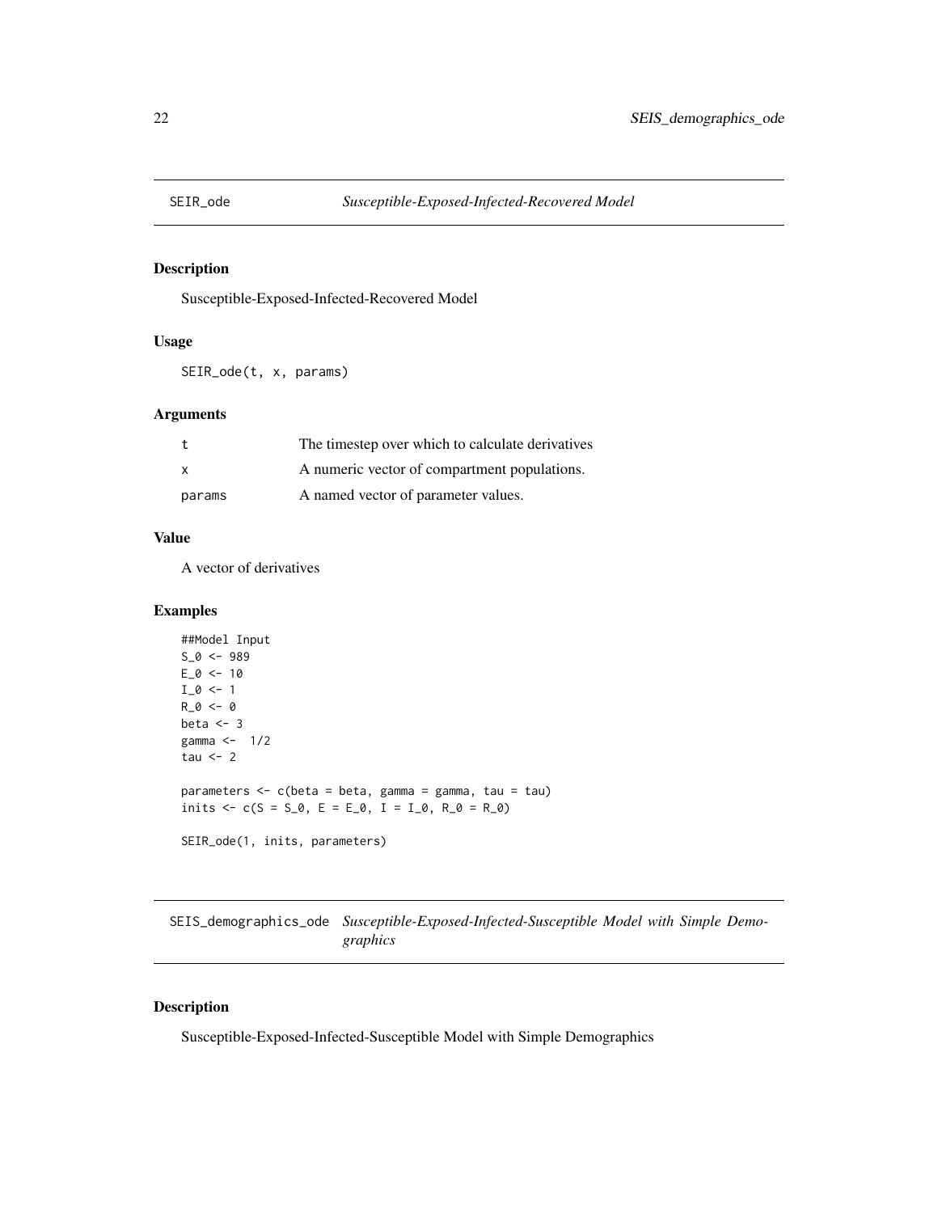## SEIR_ode *Susceptible-Exposed-Infected-Recovered Model*

### Description

Susceptible-Exposed-Infected-Recovered Model

### Usage

```
SEIR_ode(t, x, params)
```

### Arguments

| | |
|---|---|
| t | The timestep over which to calculate derivatives |
| x | A numeric vector of compartment populations. |
| params | A named vector of parameter values. |

### Value

A vector of derivatives

### Examples

```
##Model Input
S_0 <- 989
E_0 <- 10
I_0 <- 1
R_0 <- 0
beta <- 3
gamma <-  1/2
tau <- 2

parameters <- c(beta = beta, gamma = gamma, tau = tau)
inits <- c(S = S_0, E = E_0, I = I_0, R_0 = R_0)

SEIR_ode(1, inits, parameters)
```

## SEIS_demographics_ode *Susceptible-Exposed-Infected-Susceptible Model with Simple Demographics*

### Description

Susceptible-Exposed-Infected-Susceptible Model with Simple Demographics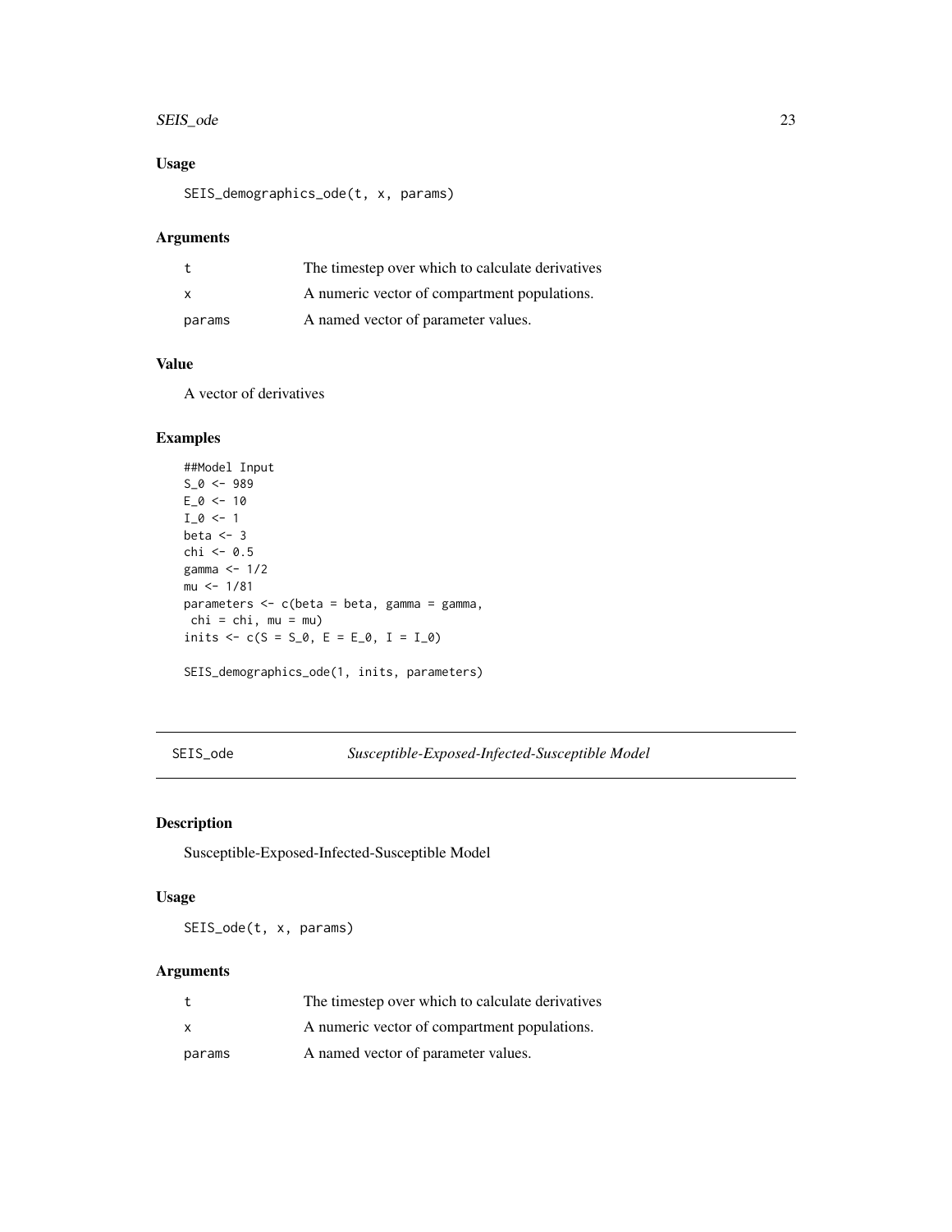### Usage

```
SEIS_demographics_ode(t, x, params)
```

### Arguments

| | |
|---|---|
| t | The timestep over which to calculate derivatives |
| x | A numeric vector of compartment populations. |
| params | A named vector of parameter values. |

### Value

A vector of derivatives

### Examples

```
##Model Input
S_0 <- 989
E_0 <- 10
I_0 <- 1
beta <- 3
chi <- 0.5
gamma <- 1/2
mu <- 1/81
parameters <- c(beta = beta, gamma = gamma,
 chi = chi, mu = mu)
inits <- c(S = S_0, E = E_0, I = I_0)

SEIS_demographics_ode(1, inits, parameters)
```

---

## SEIS_ode — *Susceptible-Exposed-Infected-Susceptible Model*

### Description

Susceptible-Exposed-Infected-Susceptible Model

### Usage

```
SEIS_ode(t, x, params)
```

### Arguments

| | |
|---|---|
| t | The timestep over which to calculate derivatives |
| x | A numeric vector of compartment populations. |
| params | A named vector of parameter values. |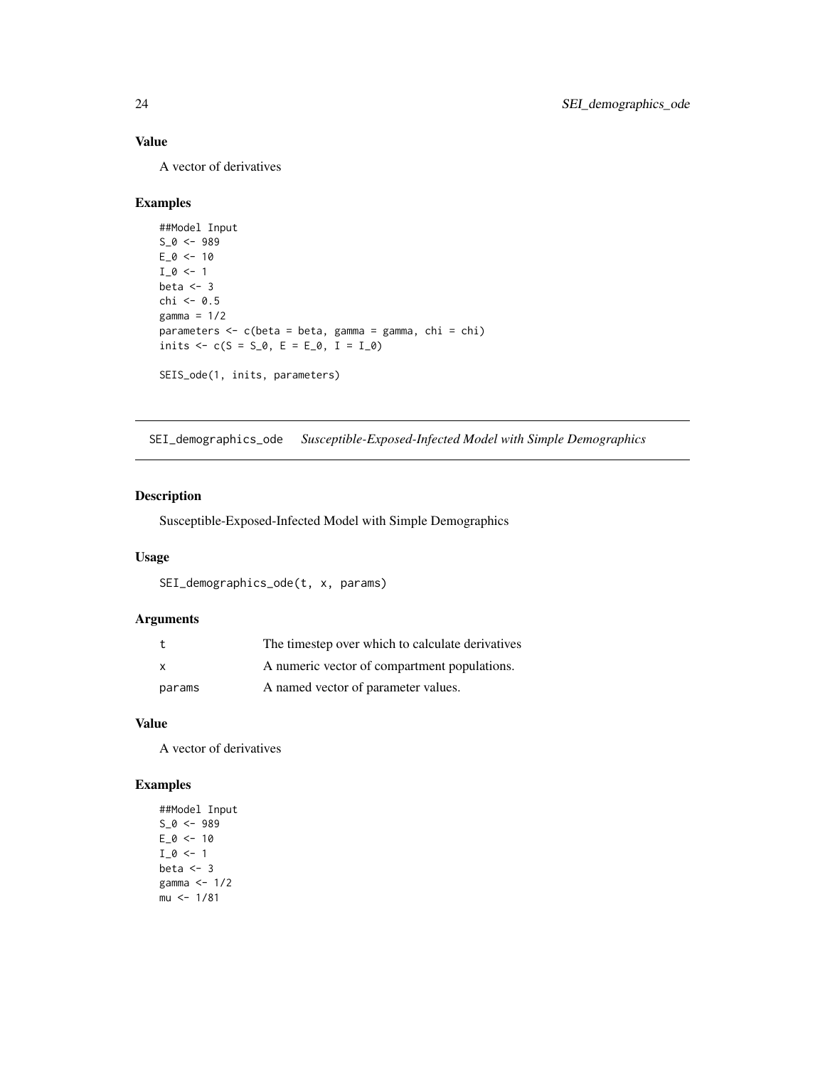### Value

A vector of derivatives

### Examples

```
##Model Input
S_0 <- 989
E_0 <- 10
I_0 <- 1
beta <- 3
chi <- 0.5
gamma = 1/2
parameters <- c(beta = beta, gamma = gamma, chi = chi)
inits <- c(S = S_0, E = E_0, I = I_0)

SEIS_ode(1, inits, parameters)
```

---

## SEI_demographics_ode *Susceptible-Exposed-Infected Model with Simple Demographics*

---

### Description

Susceptible-Exposed-Infected Model with Simple Demographics

### Usage

```
SEI_demographics_ode(t, x, params)
```

### Arguments

| | |
|---|---|
| t | The timestep over which to calculate derivatives |
| x | A numeric vector of compartment populations. |
| params | A named vector of parameter values. |

### Value

A vector of derivatives

### Examples

```
##Model Input
S_0 <- 989
E_0 <- 10
I_0 <- 1
beta <- 3
gamma <- 1/2
mu <- 1/81
```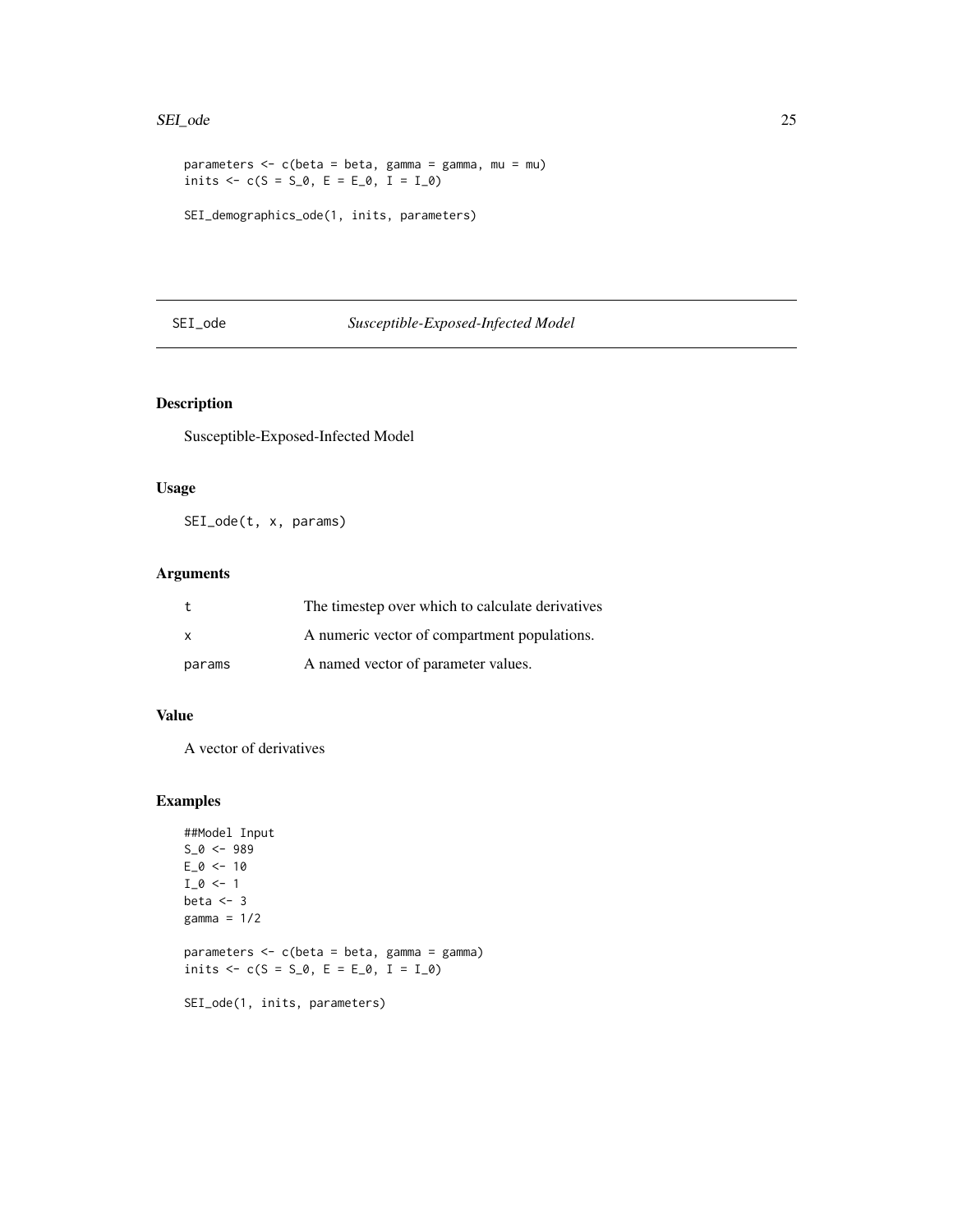```
parameters <- c(beta = beta, gamma = gamma, mu = mu)
inits <- c(S = S_0, E = E_0, I = I_0)

SEI_demographics_ode(1, inits, parameters)
```

---

SEI_ode *Susceptible-Exposed-Infected Model*

---

## Description

Susceptible-Exposed-Infected Model

## Usage

```
SEI_ode(t, x, params)
```

## Arguments

| | |
|---|---|
| t | The timestep over which to calculate derivatives |
| x | A numeric vector of compartment populations. |
| params | A named vector of parameter values. |

## Value

A vector of derivatives

## Examples

```
##Model Input
S_0 <- 989
E_0 <- 10
I_0 <- 1
beta <- 3
gamma = 1/2

parameters <- c(beta = beta, gamma = gamma)
inits <- c(S = S_0, E = E_0, I = I_0)

SEI_ode(1, inits, parameters)
```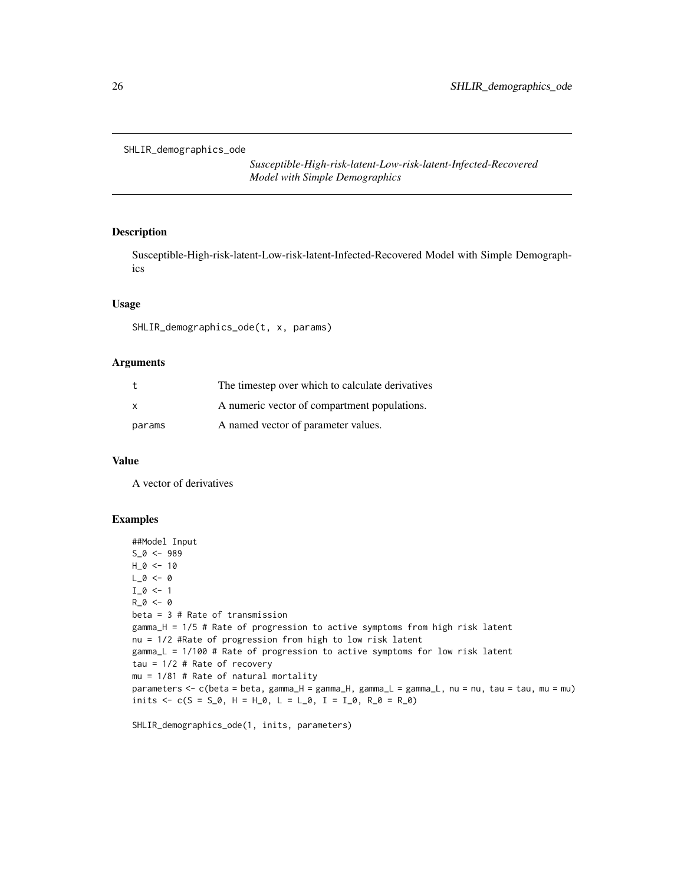SHLIR_demographics_ode

*Susceptible-High-risk-latent-Low-risk-latent-Infected-Recovered Model with Simple Demographics*

## Description

Susceptible-High-risk-latent-Low-risk-latent-Infected-Recovered Model with Simple Demographics

## Usage

```
SHLIR_demographics_ode(t, x, params)
```

## Arguments

| | |
|---|---|
| t | The timestep over which to calculate derivatives |
| x | A numeric vector of compartment populations. |
| params | A named vector of parameter values. |

## Value

A vector of derivatives

## Examples

```
##Model Input
S_0 <- 989
H_0 <- 10
L_0 <- 0
I_0 <- 1
R_0 <- 0
beta = 3 # Rate of transmission
gamma_H = 1/5 # Rate of progression to active symptoms from high risk latent
nu = 1/2 #Rate of progression from high to low risk latent
gamma_L = 1/100 # Rate of progression to active symptoms for low risk latent
tau = 1/2 # Rate of recovery
mu = 1/81 # Rate of natural mortality
parameters <- c(beta = beta, gamma_H = gamma_H, gamma_L = gamma_L, nu = nu, tau = tau, mu = mu)
inits <- c(S = S_0, H = H_0, L = L_0, I = I_0, R_0 = R_0)

SHLIR_demographics_ode(1, inits, parameters)
```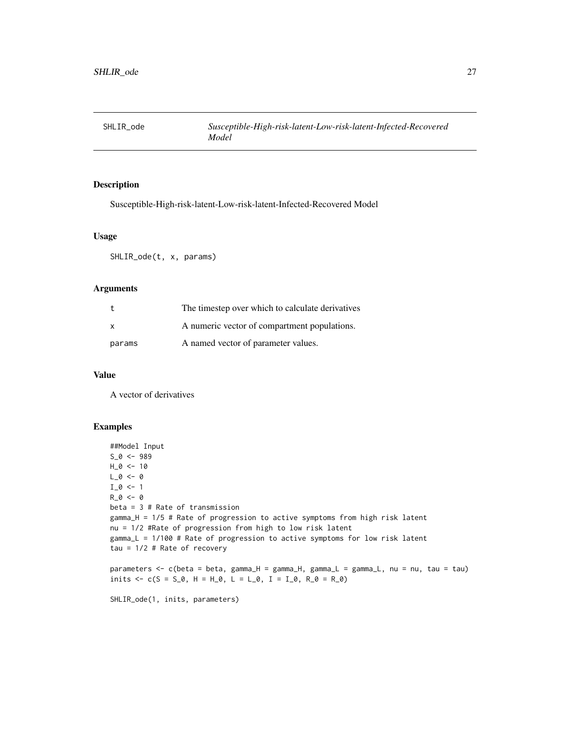# SHLIR_ode

*Susceptible-High-risk-latent-Low-risk-latent-Infected-Recovered Model*

## Description

Susceptible-High-risk-latent-Low-risk-latent-Infected-Recovered Model

## Usage

```
SHLIR_ode(t, x, params)
```

## Arguments

| | |
|---|---|
| t | The timestep over which to calculate derivatives |
| x | A numeric vector of compartment populations. |
| params | A named vector of parameter values. |

## Value

A vector of derivatives

## Examples

```
##Model Input
S_0 <- 989
H_0 <- 10
L_0 <- 0
I_0 <- 1
R_0 <- 0
beta = 3 # Rate of transmission
gamma_H = 1/5 # Rate of progression to active symptoms from high risk latent
nu = 1/2 #Rate of progression from high to low risk latent
gamma_L = 1/100 # Rate of progression to active symptoms for low risk latent
tau = 1/2 # Rate of recovery

parameters <- c(beta = beta, gamma_H = gamma_H, gamma_L = gamma_L, nu = nu, tau = tau)
inits <- c(S = S_0, H = H_0, L = L_0, I = I_0, R_0 = R_0)

SHLIR_ode(1, inits, parameters)
```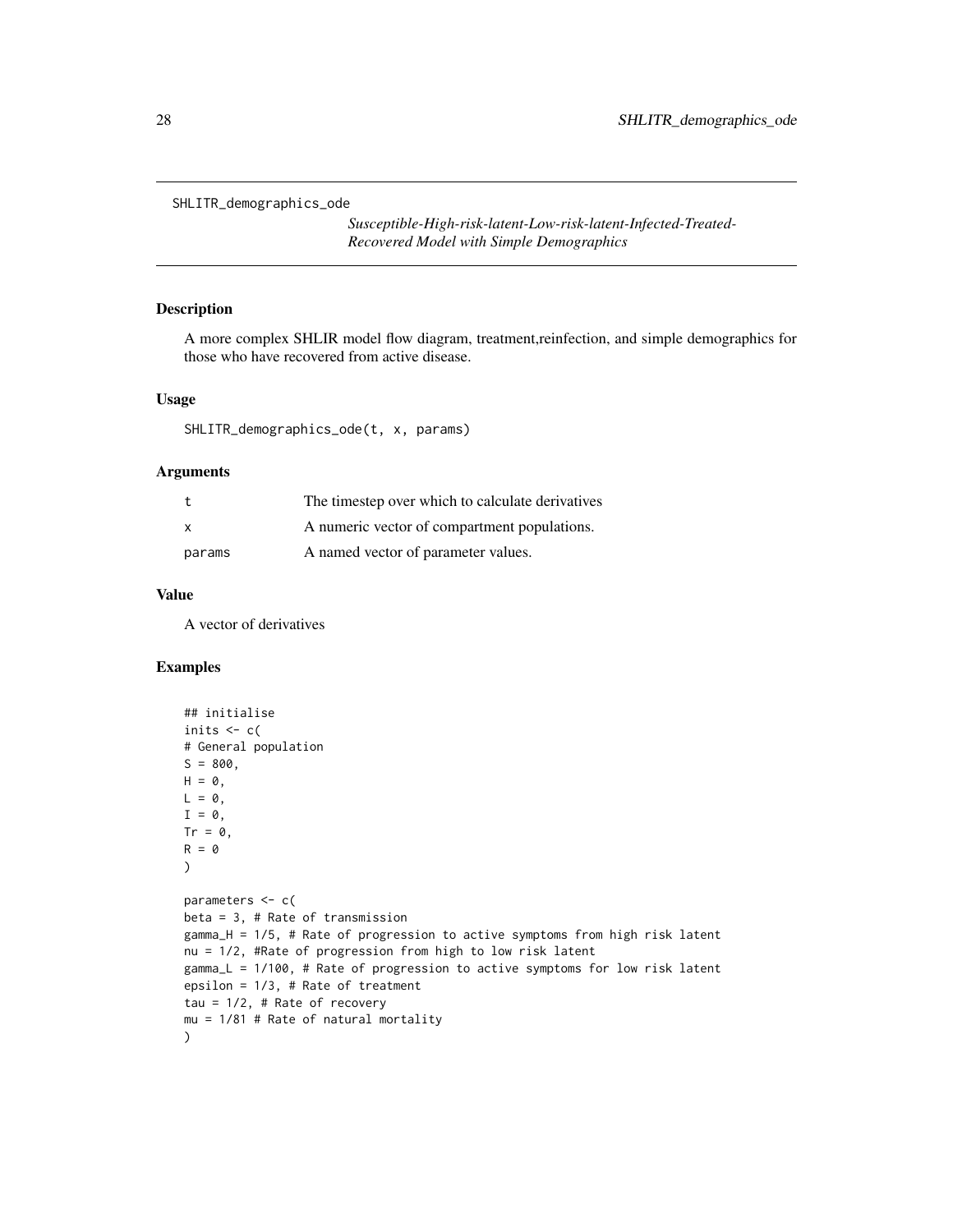SHLITR_demographics_ode

*Susceptible-High-risk-latent-Low-risk-latent-Infected-Treated-Recovered Model with Simple Demographics*

## Description

A more complex SHLIR model flow diagram, treatment,reinfection, and simple demographics for those who have recovered from active disease.

## Usage

```
SHLITR_demographics_ode(t, x, params)
```

## Arguments

| | |
|---|---|
| t | The timestep over which to calculate derivatives |
| x | A numeric vector of compartment populations. |
| params | A named vector of parameter values. |

## Value

A vector of derivatives

## Examples

```
## initialise
inits <- c(
# General population
S = 800,
H = 0,
L = 0,
I = 0,
Tr = 0,
R = 0
)

parameters <- c(
beta = 3, # Rate of transmission
gamma_H = 1/5, # Rate of progression to active symptoms from high risk latent
nu = 1/2, #Rate of progression from high to low risk latent
gamma_L = 1/100, # Rate of progression to active symptoms for low risk latent
epsilon = 1/3, # Rate of treatment
tau = 1/2, # Rate of recovery
mu = 1/81 # Rate of natural mortality
)
```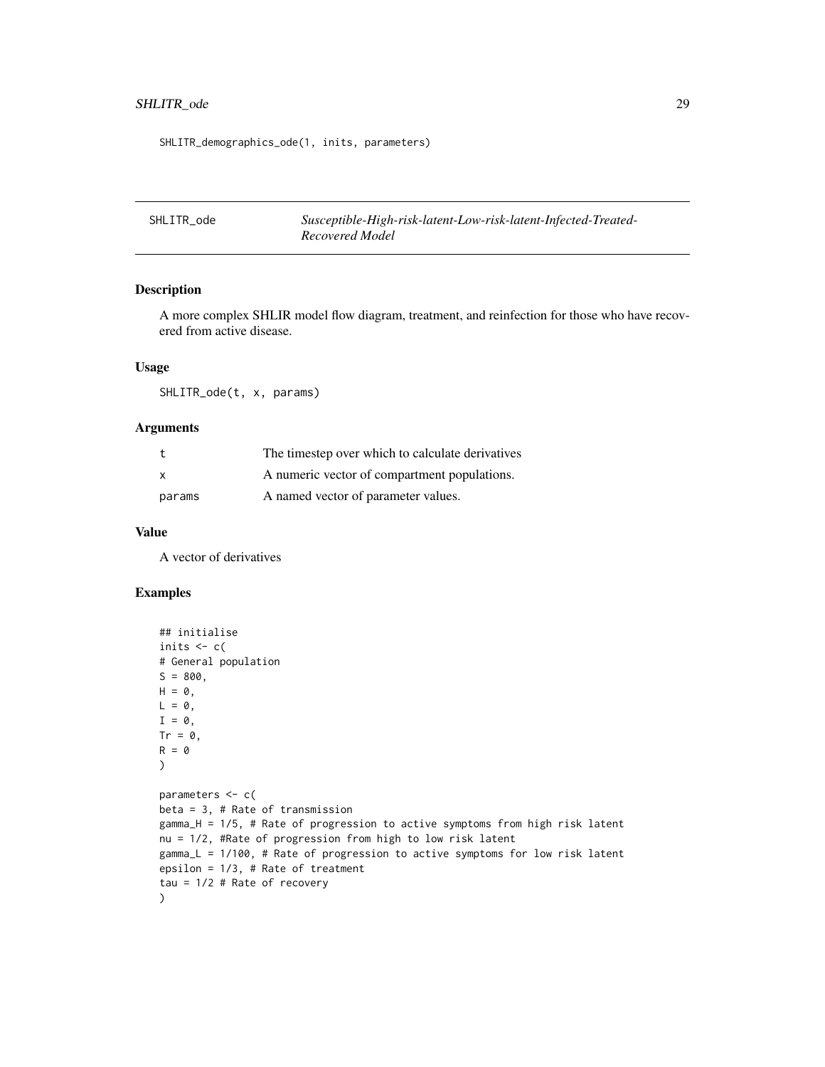```
SHLITR_demographics_ode(1, inits, parameters)
```

---

SHLITR_ode — *Susceptible-High-risk-latent-Low-risk-latent-Infected-Treated-Recovered Model*

---

### Description

A more complex SHLIR model flow diagram, treatment, and reinfection for those who have recovered from active disease.

### Usage

```
SHLITR_ode(t, x, params)
```

### Arguments

| | |
|---|---|
| t | The timestep over which to calculate derivatives |
| x | A numeric vector of compartment populations. |
| params | A named vector of parameter values. |

### Value

A vector of derivatives

### Examples

```
## initialise
inits <- c(
# General population
S = 800,
H = 0,
L = 0,
I = 0,
Tr = 0,
R = 0
)

parameters <- c(
beta = 3, # Rate of transmission
gamma_H = 1/5, # Rate of progression to active symptoms from high risk latent
nu = 1/2, #Rate of progression from high to low risk latent
gamma_L = 1/100, # Rate of progression to active symptoms for low risk latent
epsilon = 1/3, # Rate of treatment
tau = 1/2 # Rate of recovery
)
```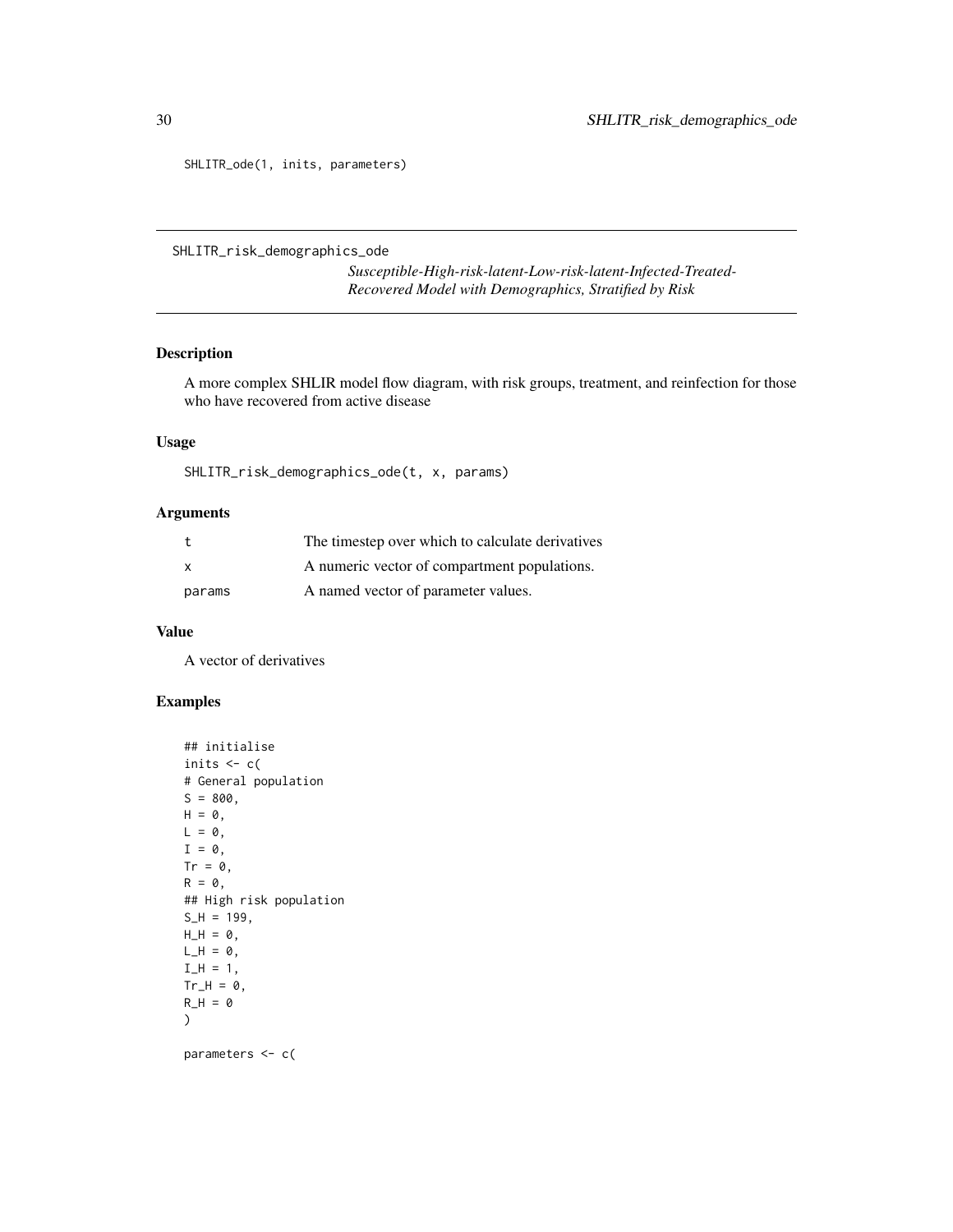```
SHLITR_ode(1, inits, parameters)
```

---

## SHLITR_risk_demographics_ode

*Susceptible-High-risk-latent-Low-risk-latent-Infected-Treated-Recovered Model with Demographics, Stratified by Risk*

### Description

A more complex SHLIR model flow diagram, with risk groups, treatment, and reinfection for those who have recovered from active disease

### Usage

```
SHLITR_risk_demographics_ode(t, x, params)
```

### Arguments

| | |
|---|---|
| t | The timestep over which to calculate derivatives |
| x | A numeric vector of compartment populations. |
| params | A named vector of parameter values. |

### Value

A vector of derivatives

### Examples

```
## initialise
inits <- c(
# General population
S = 800,
H = 0,
L = 0,
I = 0,
Tr = 0,
R = 0,
## High risk population
S_H = 199,
H_H = 0,
L_H = 0,
I_H = 1,
Tr_H = 0,
R_H = 0
)

parameters <- c(
```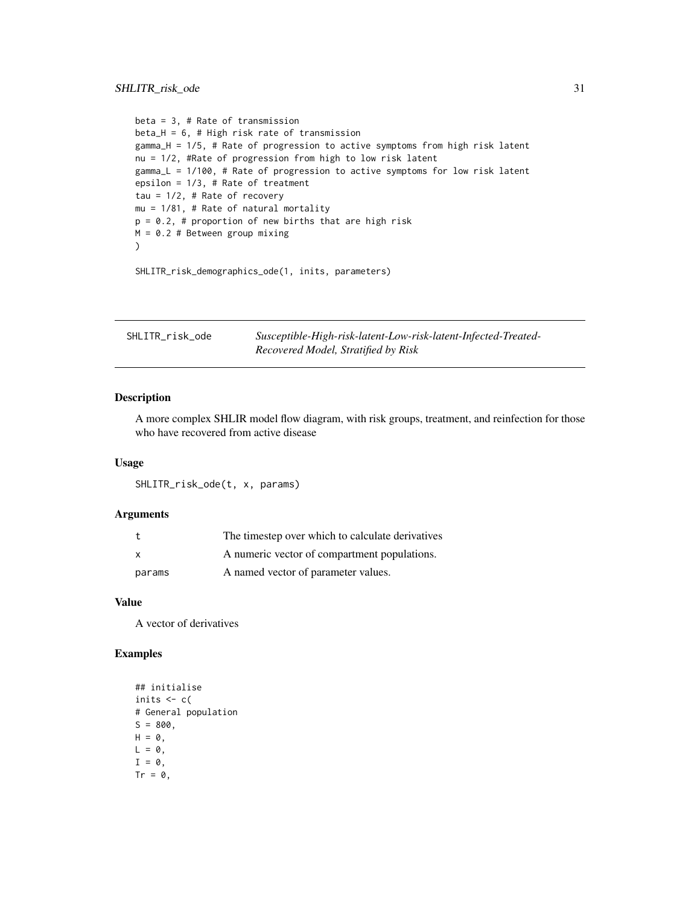```
beta = 3, # Rate of transmission
beta_H = 6, # High risk rate of transmission
gamma_H = 1/5, # Rate of progression to active symptoms from high risk latent
nu = 1/2, #Rate of progression from high to low risk latent
gamma_L = 1/100, # Rate of progression to active symptoms for low risk latent
epsilon = 1/3, # Rate of treatment
tau = 1/2, # Rate of recovery
mu = 1/81, # Rate of natural mortality
p = 0.2, # proportion of new births that are high risk
M = 0.2 # Between group mixing
)

SHLITR_risk_demographics_ode(1, inits, parameters)
```

---

## SHLITR_risk_ode — *Susceptible-High-risk-latent-Low-risk-latent-Infected-Treated-Recovered Model, Stratified by Risk*

---

### Description

A more complex SHLIR model flow diagram, with risk groups, treatment, and reinfection for those who have recovered from active disease

### Usage

```
SHLITR_risk_ode(t, x, params)
```

### Arguments

| | |
|---|---|
| t | The timestep over which to calculate derivatives |
| x | A numeric vector of compartment populations. |
| params | A named vector of parameter values. |

### Value

A vector of derivatives

### Examples

```
## initialise
inits <- c(
# General population
S = 800,
H = 0,
L = 0,
I = 0,
Tr = 0,
```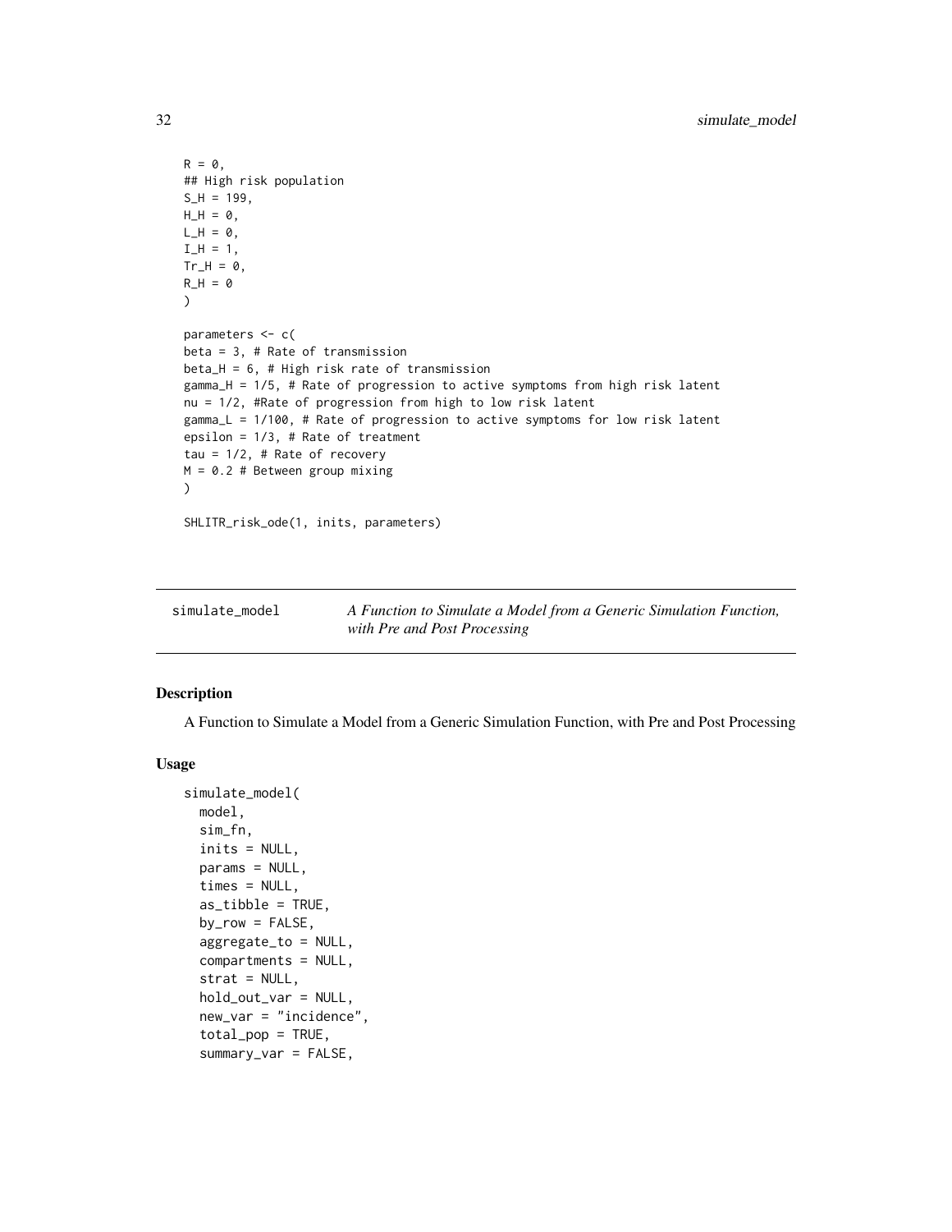```
R = 0,
## High risk population
S_H = 199,
H_H = 0,
L_H = 0,
I_H = 1,
Tr_H = 0,
R_H = 0
)

parameters <- c(
beta = 3, # Rate of transmission
beta_H = 6, # High risk rate of transmission
gamma_H = 1/5, # Rate of progression to active symptoms from high risk latent
nu = 1/2, #Rate of progression from high to low risk latent
gamma_L = 1/100, # Rate of progression to active symptoms for low risk latent
epsilon = 1/3, # Rate of treatment
tau = 1/2, # Rate of recovery
M = 0.2 # Between group mixing
)

SHLITR_risk_ode(1, inits, parameters)
```

---

## simulate_model — *A Function to Simulate a Model from a Generic Simulation Function, with Pre and Post Processing*

---

### Description

A Function to Simulate a Model from a Generic Simulation Function, with Pre and Post Processing

### Usage

```
simulate_model(
  model,
  sim_fn,
  inits = NULL,
  params = NULL,
  times = NULL,
  as_tibble = TRUE,
  by_row = FALSE,
  aggregate_to = NULL,
  compartments = NULL,
  strat = NULL,
  hold_out_var = NULL,
  new_var = "incidence",
  total_pop = TRUE,
  summary_var = FALSE,
```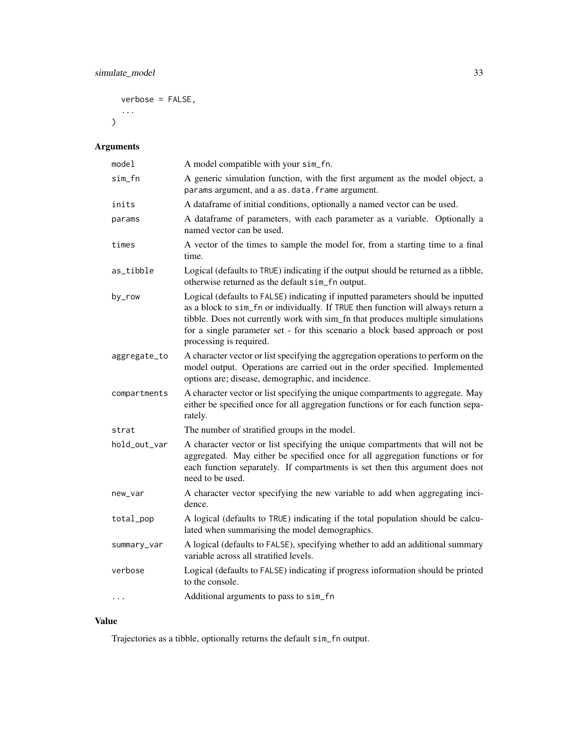```
  verbose = FALSE,
  ...
)
```

## Arguments

| | |
|---|---|
| model | A model compatible with your sim_fn. |
| sim_fn | A generic simulation function, with the first argument as the model object, a params argument, and a as.data.frame argument. |
| inits | A dataframe of initial conditions, optionally a named vector can be used. |
| params | A dataframe of parameters, with each parameter as a variable. Optionally a named vector can be used. |
| times | A vector of the times to sample the model for, from a starting time to a final time. |
| as_tibble | Logical (defaults to TRUE) indicating if the output should be returned as a tibble, otherwise returned as the default sim_fn output. |
| by_row | Logical (defaults to FALSE) indicating if inputted parameters should be inputted as a block to sim_fn or individually. If TRUE then function will always return a tibble. Does not currently work with sim_fn that produces multiple simulations for a single parameter set - for this scenario a block based approach or post processing is required. |
| aggregate_to | A character vector or list specifying the aggregation operations to perform on the model output. Operations are carried out in the order specified. Implemented options are; disease, demographic, and incidence. |
| compartments | A character vector or list specifying the unique compartments to aggregate. May either be specified once for all aggregation functions or for each function separately. |
| strat | The number of stratified groups in the model. |
| hold_out_var | A character vector or list specifying the unique compartments that will not be aggregated. May either be specified once for all aggregation functions or for each function separately. If compartments is set then this argument does not need to be used. |
| new_var | A character vector specifying the new variable to add when aggregating incidence. |
| total_pop | A logical (defaults to TRUE) indicating if the total population should be calculated when summarising the model demographics. |
| summary_var | A logical (defaults to FALSE), specifying whether to add an additional summary variable across all stratified levels. |
| verbose | Logical (defaults to FALSE) indicating if progress information should be printed to the console. |
| ... | Additional arguments to pass to sim_fn |

## Value

Trajectories as a tibble, optionally returns the default sim_fn output.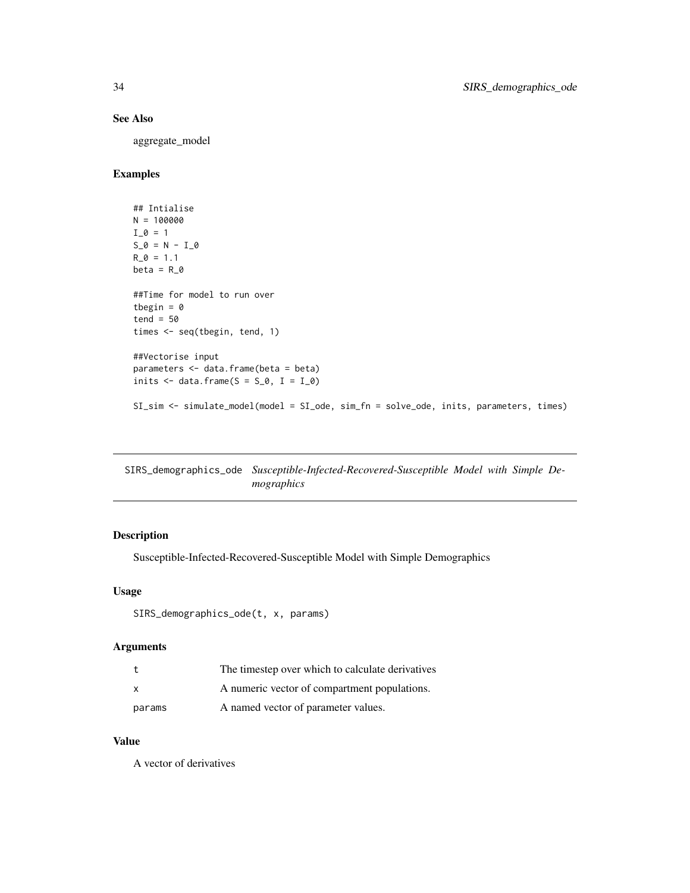### See Also

aggregate_model

### Examples

```
## Intialise
N = 100000
I_0 = 1
S_0 = N - I_0
R_0 = 1.1
beta = R_0

##Time for model to run over
tbegin = 0
tend = 50
times <- seq(tbegin, tend, 1)

##Vectorise input
parameters <- data.frame(beta = beta)
inits <- data.frame(S = S_0, I = I_0)

SI_sim <- simulate_model(model = SI_ode, sim_fn = solve_ode, inits, parameters, times)
```

---

## SIRS_demographics_ode *Susceptible-Infected-Recovered-Susceptible Model with Simple Demographics*

---

### Description

Susceptible-Infected-Recovered-Susceptible Model with Simple Demographics

### Usage

```
SIRS_demographics_ode(t, x, params)
```

### Arguments

| | |
|---|---|
| t | The timestep over which to calculate derivatives |
| x | A numeric vector of compartment populations. |
| params | A named vector of parameter values. |

### Value

A vector of derivatives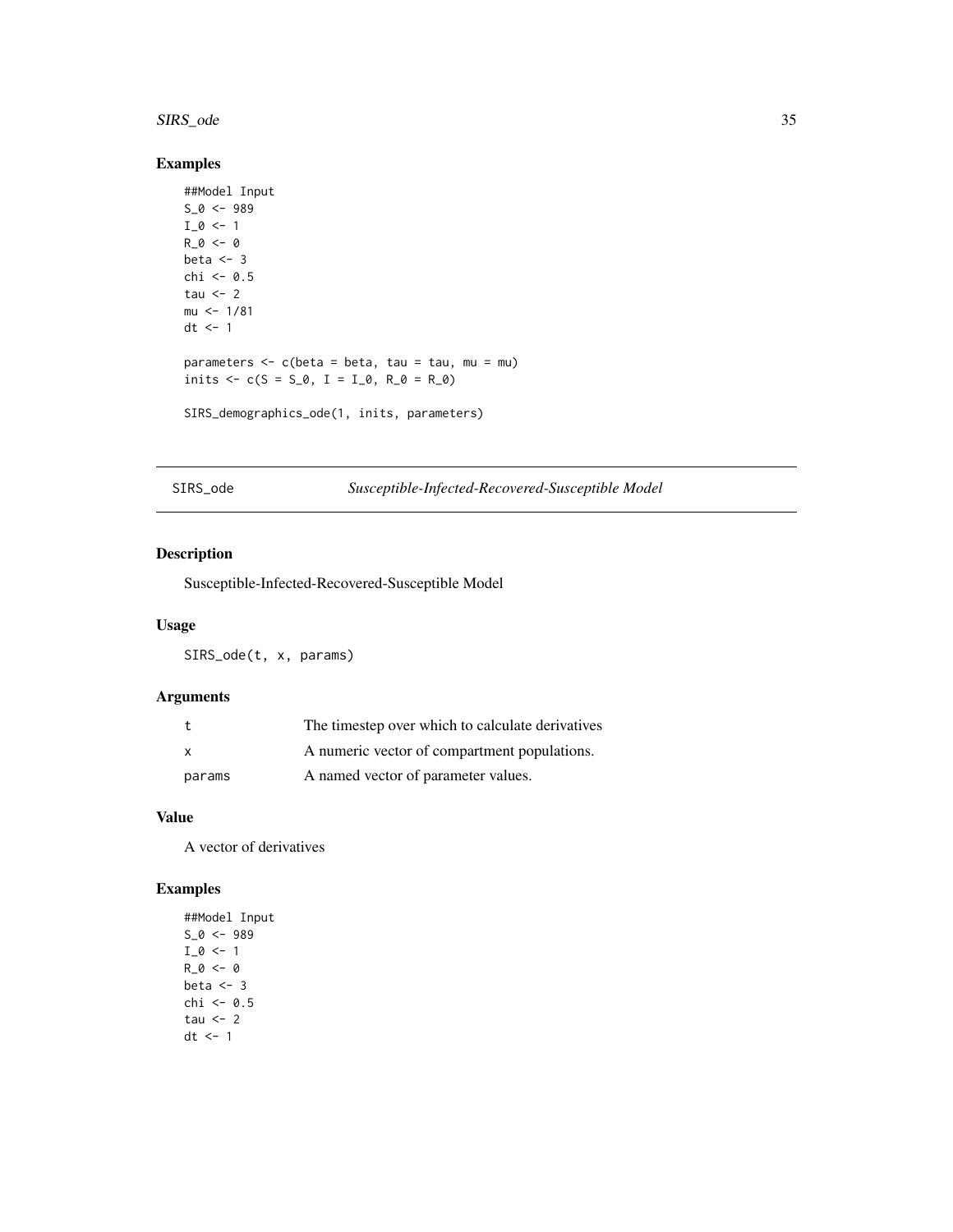## Examples

```
##Model Input
S_0 <- 989
I_0 <- 1
R_0 <- 0
beta <- 3
chi <- 0.5
tau <- 2
mu <- 1/81
dt <- 1

parameters <- c(beta = beta, tau = tau, mu = mu)
inits <- c(S = S_0, I = I_0, R_0 = R_0)

SIRS_demographics_ode(1, inits, parameters)
```

---

## SIRS_ode — *Susceptible-Infected-Recovered-Susceptible Model*

### Description

Susceptible-Infected-Recovered-Susceptible Model

### Usage

```
SIRS_ode(t, x, params)
```

### Arguments

| | |
|---|---|
| t | The timestep over which to calculate derivatives |
| x | A numeric vector of compartment populations. |
| params | A named vector of parameter values. |

### Value

A vector of derivatives

### Examples

```
##Model Input
S_0 <- 989
I_0 <- 1
R_0 <- 0
beta <- 3
chi <- 0.5
tau <- 2
dt <- 1
```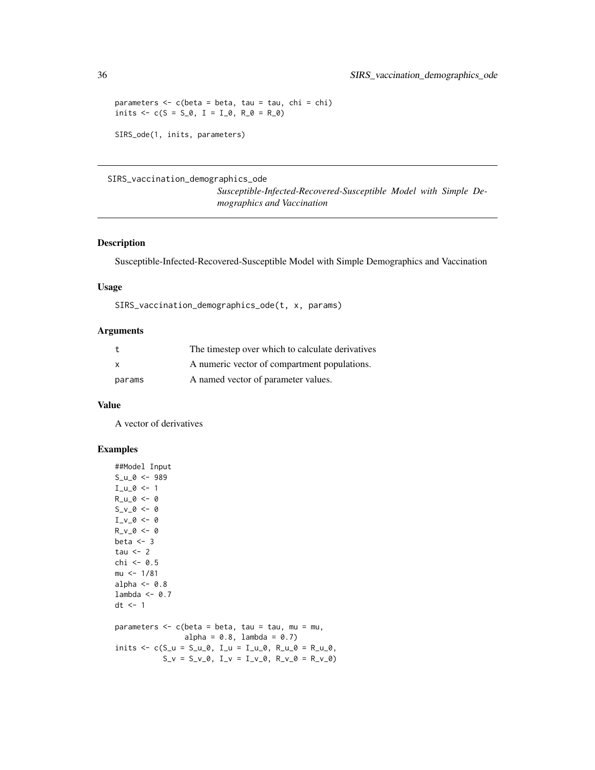```
parameters <- c(beta = beta, tau = tau, chi = chi)
inits <- c(S = S_0, I = I_0, R_0 = R_0)

SIRS_ode(1, inits, parameters)
```

---

SIRS_vaccination_demographics_ode

*Susceptible-Infected-Recovered-Susceptible Model with Simple Demographics and Vaccination*

---

## Description

Susceptible-Infected-Recovered-Susceptible Model with Simple Demographics and Vaccination

## Usage

```
SIRS_vaccination_demographics_ode(t, x, params)
```

## Arguments

| | |
|---|---|
| t | The timestep over which to calculate derivatives |
| x | A numeric vector of compartment populations. |
| params | A named vector of parameter values. |

## Value

A vector of derivatives

## Examples

```
##Model Input
S_u_0 <- 989
I_u_0 <- 1
R_u_0 <- 0
S_v_0 <- 0
I_v_0 <- 0
R_v_0 <- 0
beta <- 3
tau <- 2
chi <- 0.5
mu <- 1/81
alpha <- 0.8
lambda <- 0.7
dt <- 1

parameters <- c(beta = beta, tau = tau, mu = mu,
                alpha = 0.8, lambda = 0.7)
inits <- c(S_u = S_u_0, I_u = I_u_0, R_u_0 = R_u_0,
           S_v = S_v_0, I_v = I_v_0, R_v_0 = R_v_0)
```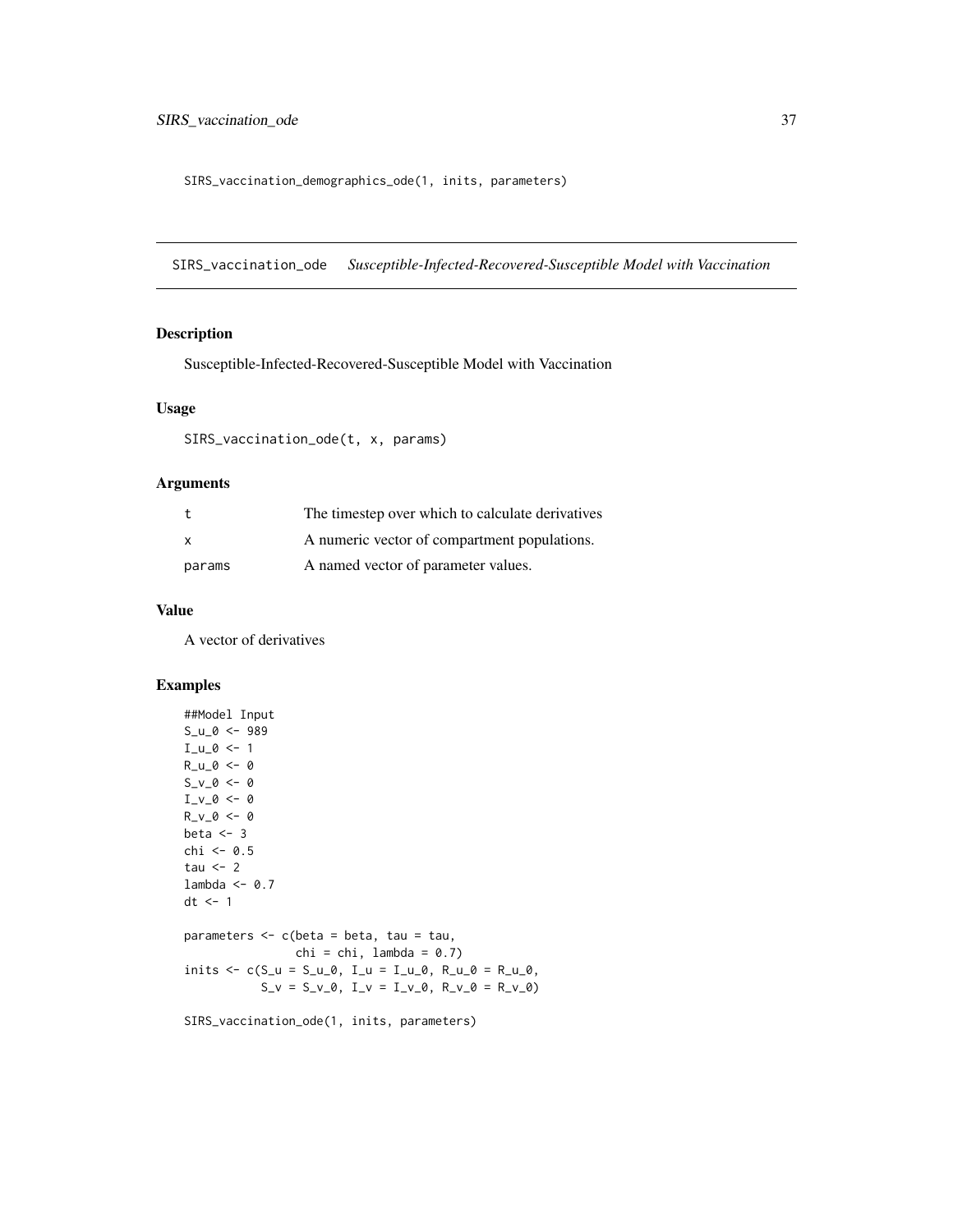```
SIRS_vaccination_demographics_ode(1, inits, parameters)
```

---

## SIRS_vaccination_ode &nbsp;&nbsp; *Susceptible-Infected-Recovered-Susceptible Model with Vaccination*

### Description

Susceptible-Infected-Recovered-Susceptible Model with Vaccination

### Usage

```
SIRS_vaccination_ode(t, x, params)
```

### Arguments

| | |
|---|---|
| t | The timestep over which to calculate derivatives |
| x | A numeric vector of compartment populations. |
| params | A named vector of parameter values. |

### Value

A vector of derivatives

### Examples

```
##Model Input
S_u_0 <- 989
I_u_0 <- 1
R_u_0 <- 0
S_v_0 <- 0
I_v_0 <- 0
R_v_0 <- 0
beta <- 3
chi <- 0.5
tau <- 2
lambda <- 0.7
dt <- 1

parameters <- c(beta = beta, tau = tau,
                chi = chi, lambda = 0.7)
inits <- c(S_u = S_u_0, I_u = I_u_0, R_u_0 = R_u_0,
           S_v = S_v_0, I_v = I_v_0, R_v_0 = R_v_0)

SIRS_vaccination_ode(1, inits, parameters)
```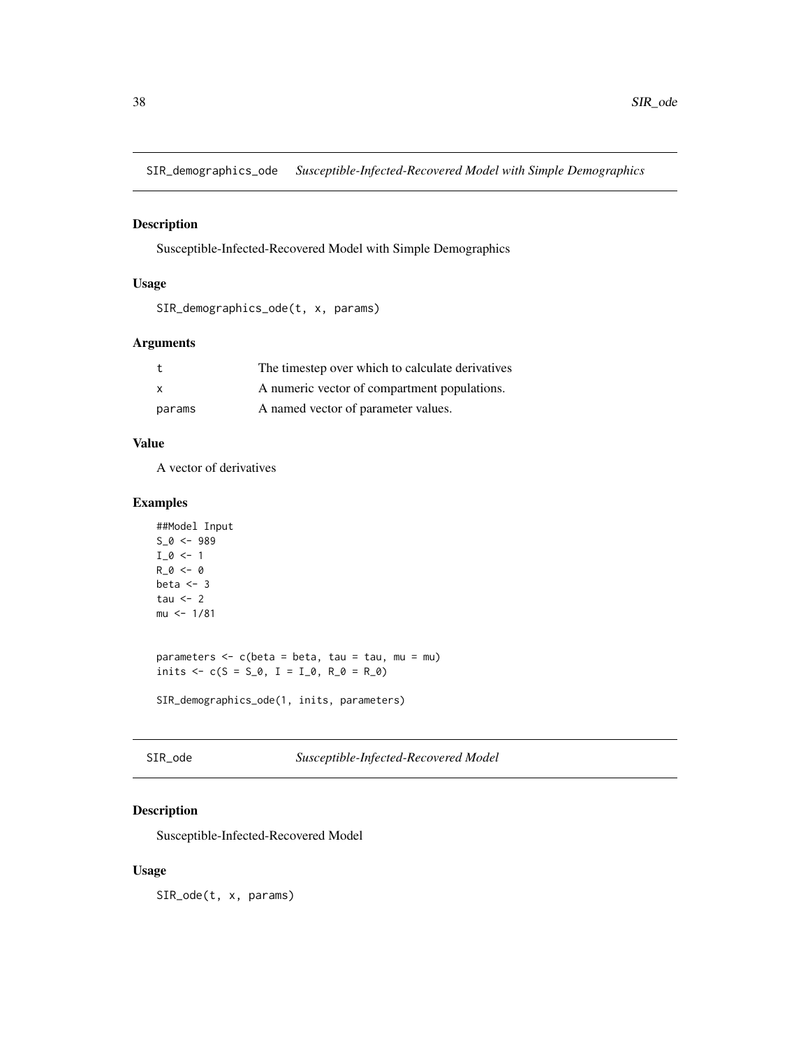## SIR_demographics_ode *Susceptible-Infected-Recovered Model with Simple Demographics*

### Description

Susceptible-Infected-Recovered Model with Simple Demographics

### Usage

```
SIR_demographics_ode(t, x, params)
```

### Arguments

| | |
|---|---|
| t | The timestep over which to calculate derivatives |
| x | A numeric vector of compartment populations. |
| params | A named vector of parameter values. |

### Value

A vector of derivatives

### Examples

```
##Model Input
S_0 <- 989
I_0 <- 1
R_0 <- 0
beta <- 3
tau <- 2
mu <- 1/81


parameters <- c(beta = beta, tau = tau, mu = mu)
inits <- c(S = S_0, I = I_0, R_0 = R_0)

SIR_demographics_ode(1, inits, parameters)
```

## SIR_ode *Susceptible-Infected-Recovered Model*

### Description

Susceptible-Infected-Recovered Model

### Usage

```
SIR_ode(t, x, params)
```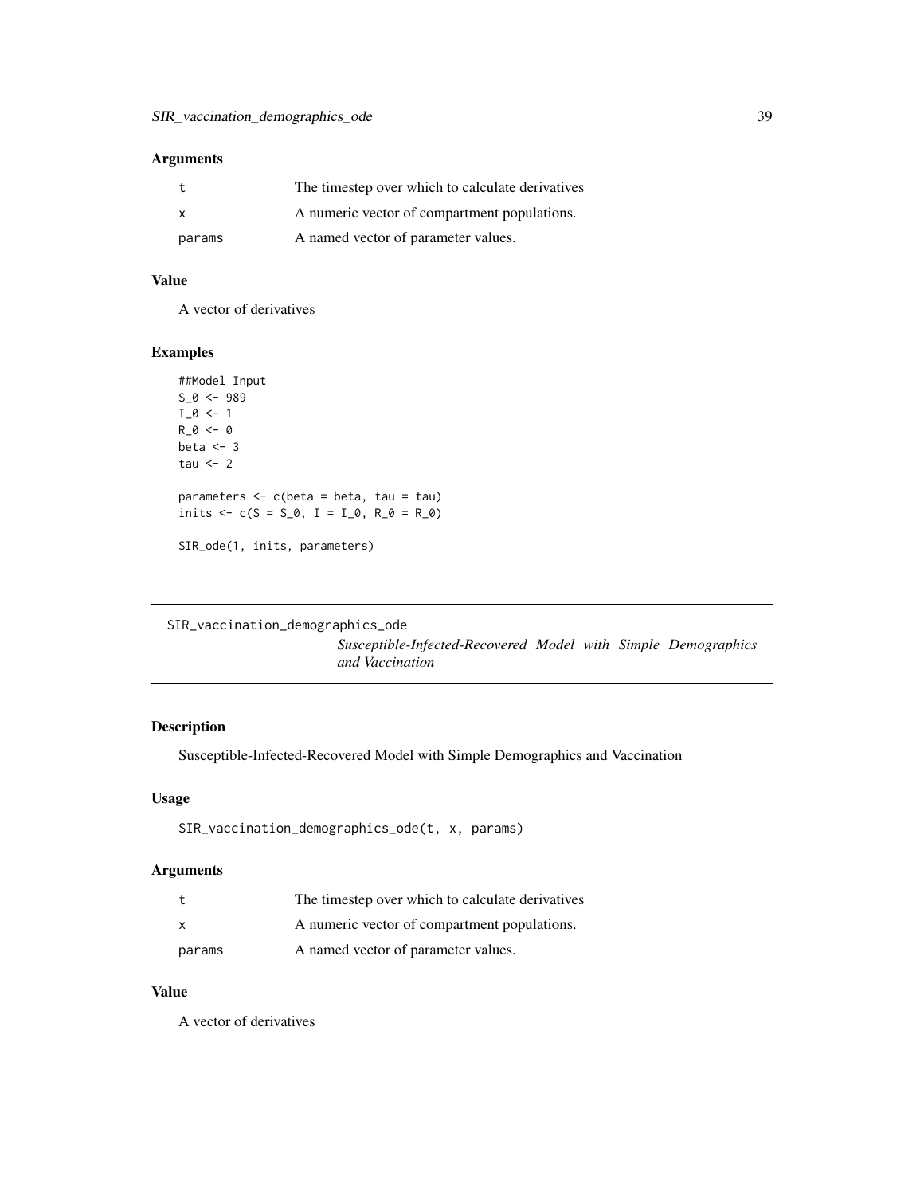## Arguments

| | |
|---|---|
| t | The timestep over which to calculate derivatives |
| x | A numeric vector of compartment populations. |
| params | A named vector of parameter values. |

## Value

A vector of derivatives

## Examples

```
##Model Input
S_0 <- 989
I_0 <- 1
R_0 <- 0
beta <- 3
tau <- 2

parameters <- c(beta = beta, tau = tau)
inits <- c(S = S_0, I = I_0, R_0 = R_0)

SIR_ode(1, inits, parameters)
```

---

# SIR_vaccination_demographics_ode

*Susceptible-Infected-Recovered Model with Simple Demographics and Vaccination*

## Description

Susceptible-Infected-Recovered Model with Simple Demographics and Vaccination

## Usage

```
SIR_vaccination_demographics_ode(t, x, params)
```

## Arguments

| | |
|---|---|
| t | The timestep over which to calculate derivatives |
| x | A numeric vector of compartment populations. |
| params | A named vector of parameter values. |

## Value

A vector of derivatives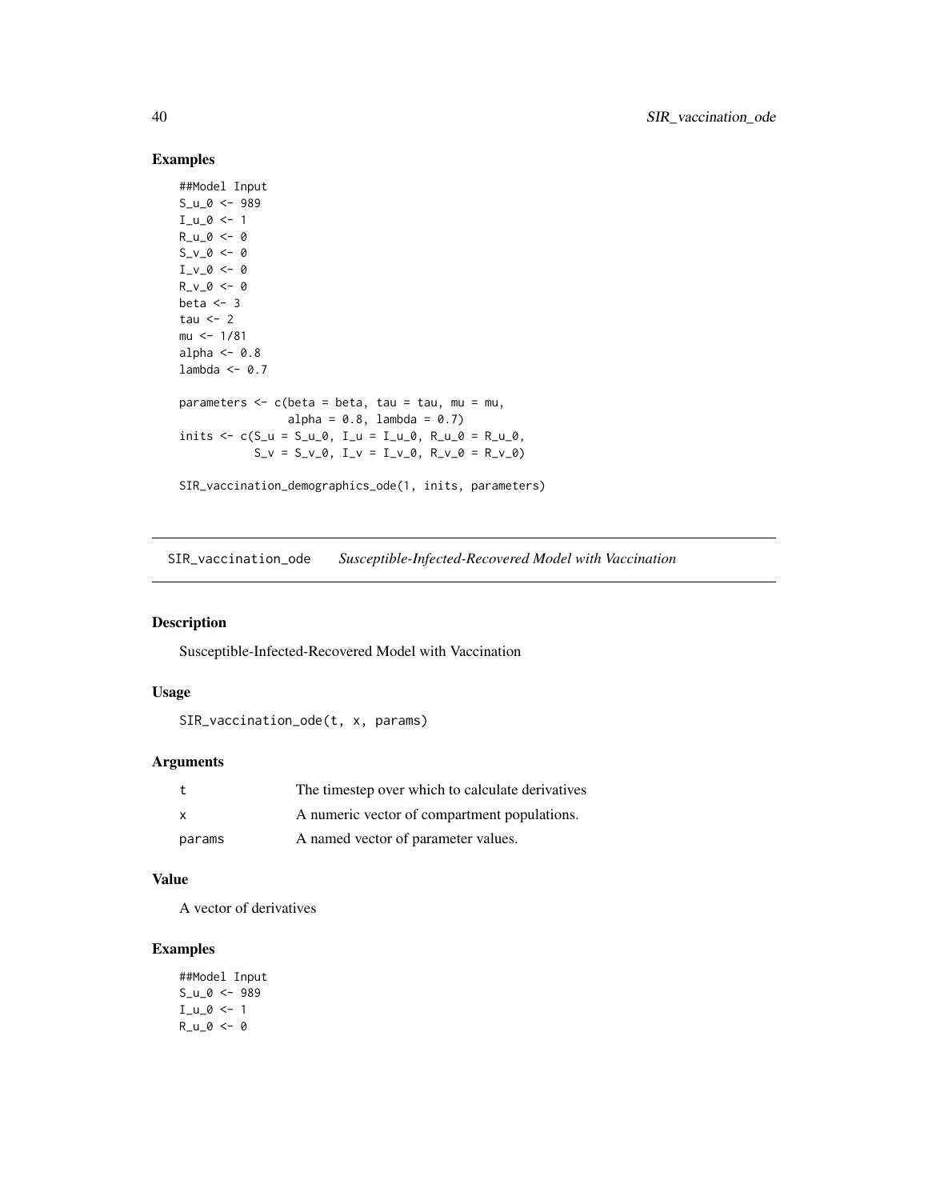## Examples

```
##Model Input
S_u_0 <- 989
I_u_0 <- 1
R_u_0 <- 0
S_v_0 <- 0
I_v_0 <- 0
R_v_0 <- 0
beta <- 3
tau <- 2
mu <- 1/81
alpha <- 0.8
lambda <- 0.7

parameters <- c(beta = beta, tau = tau, mu = mu,
                alpha = 0.8, lambda = 0.7)
inits <- c(S_u = S_u_0, I_u = I_u_0, R_u_0 = R_u_0,
           S_v = S_v_0, I_v = I_v_0, R_v_0 = R_v_0)

SIR_vaccination_demographics_ode(1, inits, parameters)
```

---

# SIR_vaccination_ode — *Susceptible-Infected-Recovered Model with Vaccination*

## Description

Susceptible-Infected-Recovered Model with Vaccination

## Usage

```
SIR_vaccination_ode(t, x, params)
```

## Arguments

| | |
|---|---|
| `t` | The timestep over which to calculate derivatives |
| `x` | A numeric vector of compartment populations. |
| `params` | A named vector of parameter values. |

## Value

A vector of derivatives

## Examples

```
##Model Input
S_u_0 <- 989
I_u_0 <- 1
R_u_0 <- 0
```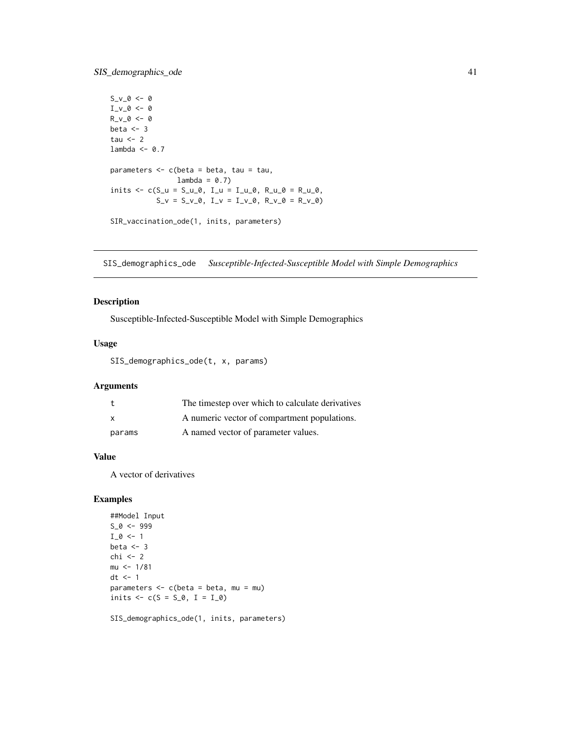```
S_v_0 <- 0
I_v_0 <- 0
R_v_0 <- 0
beta <- 3
tau <- 2
lambda <- 0.7

parameters <- c(beta = beta, tau = tau,
               lambda = 0.7)
inits <- c(S_u = S_u_0, I_u = I_u_0, R_u_0 = R_u_0,
           S_v = S_v_0, I_v = I_v_0, R_v_0 = R_v_0)

SIR_vaccination_ode(1, inits, parameters)
```

---

## SIS_demographics_ode *Susceptible-Infected-Susceptible Model with Simple Demographics*

---

### Description

Susceptible-Infected-Susceptible Model with Simple Demographics

### Usage

```
SIS_demographics_ode(t, x, params)
```

### Arguments

| | |
|---|---|
| t | The timestep over which to calculate derivatives |
| x | A numeric vector of compartment populations. |
| params | A named vector of parameter values. |

### Value

A vector of derivatives

### Examples

```
##Model Input
S_0 <- 999
I_0 <- 1
beta <- 3
chi <- 2
mu <- 1/81
dt <- 1
parameters <- c(beta = beta, mu = mu)
inits <- c(S = S_0, I = I_0)

SIS_demographics_ode(1, inits, parameters)
```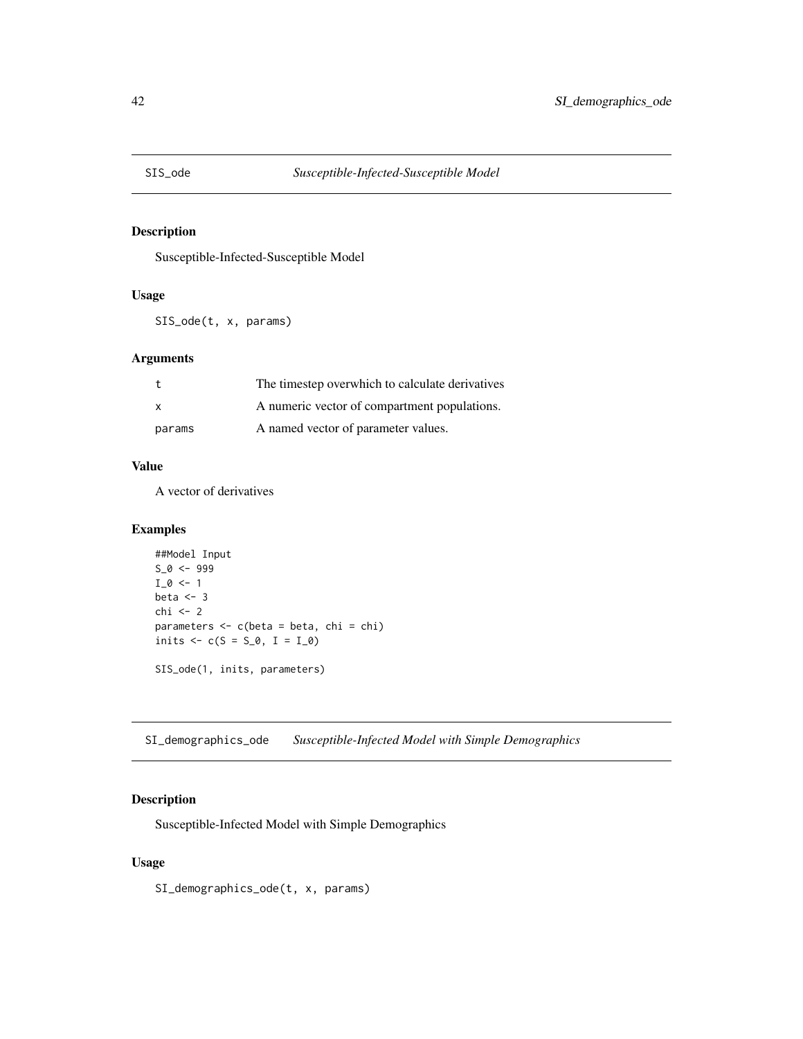## SIS_ode *Susceptible-Infected-Susceptible Model*

### Description

Susceptible-Infected-Susceptible Model

### Usage

```
SIS_ode(t, x, params)
```

### Arguments

| | |
|---|---|
| t | The timestep overwhich to calculate derivatives |
| x | A numeric vector of compartment populations. |
| params | A named vector of parameter values. |

### Value

A vector of derivatives

### Examples

```
##Model Input
S_0 <- 999
I_0 <- 1
beta <- 3
chi <- 2
parameters <- c(beta = beta, chi = chi)
inits <- c(S = S_0, I = I_0)

SIS_ode(1, inits, parameters)
```

## SI_demographics_ode *Susceptible-Infected Model with Simple Demographics*

### Description

Susceptible-Infected Model with Simple Demographics

### Usage

```
SI_demographics_ode(t, x, params)
```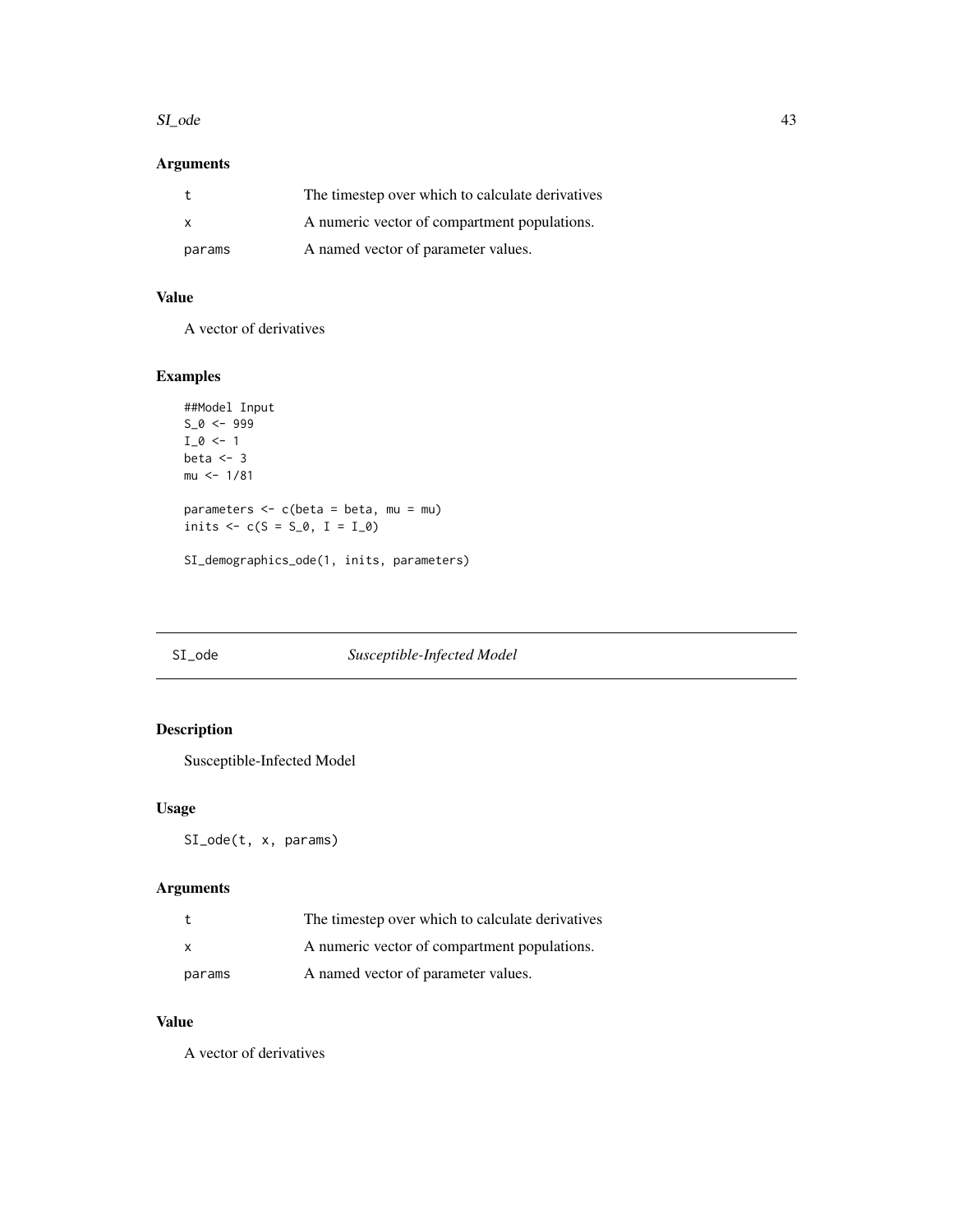## Arguments

| | |
|---|---|
| t | The timestep over which to calculate derivatives |
| x | A numeric vector of compartment populations. |
| params | A named vector of parameter values. |

## Value

A vector of derivatives

## Examples

```
##Model Input
S_0 <- 999
I_0 <- 1
beta <- 3
mu <- 1/81

parameters <- c(beta = beta, mu = mu)
inits <- c(S = S_0, I = I_0)

SI_demographics_ode(1, inits, parameters)
```

---

# SI_ode *Susceptible-Infected Model*

## Description

Susceptible-Infected Model

## Usage

```
SI_ode(t, x, params)
```

## Arguments

| | |
|---|---|
| t | The timestep over which to calculate derivatives |
| x | A numeric vector of compartment populations. |
| params | A named vector of parameter values. |

## Value

A vector of derivatives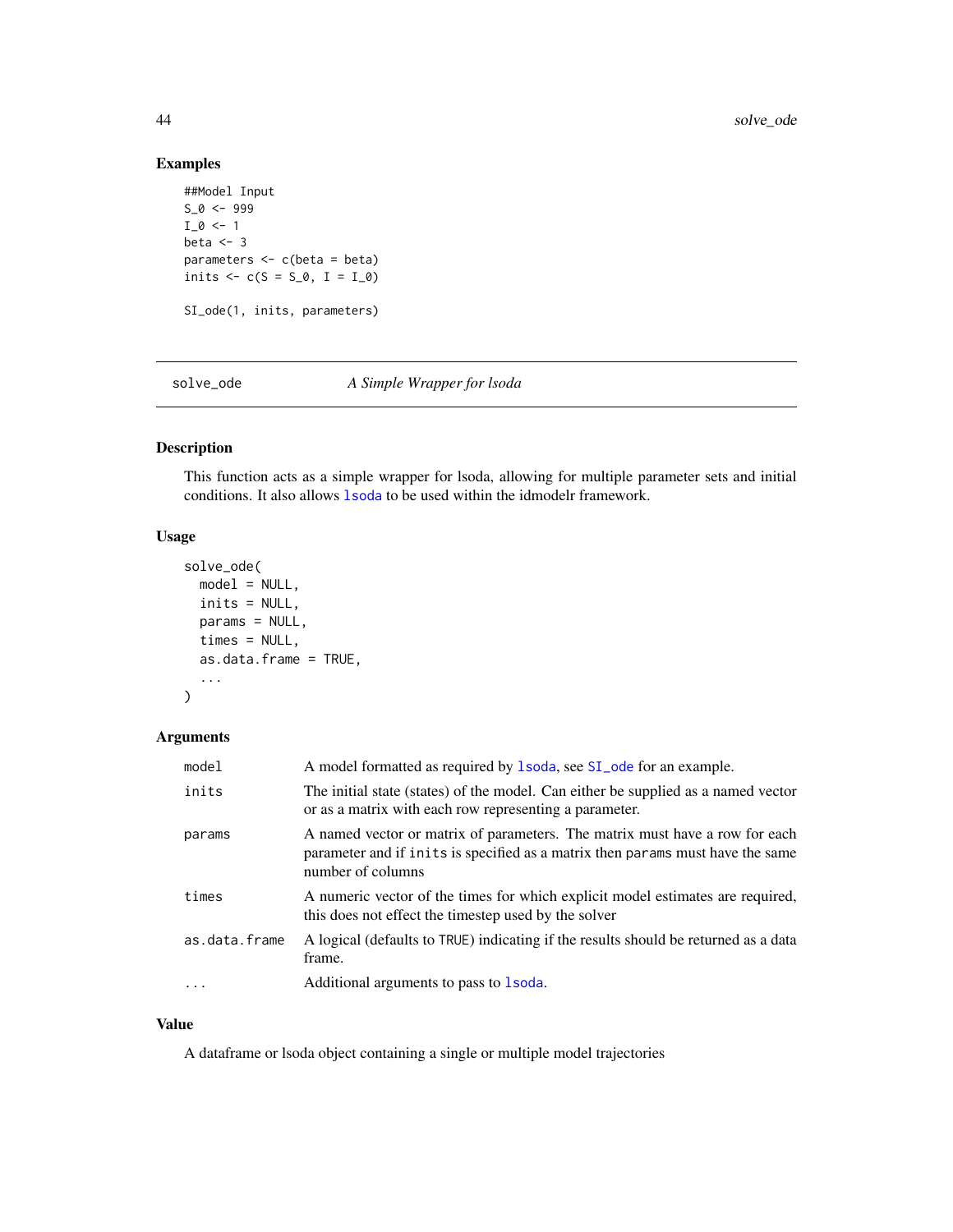### Examples

```
##Model Input
S_0 <- 999
I_0 <- 1
beta <- 3
parameters <- c(beta = beta)
inits <- c(S = S_0, I = I_0)

SI_ode(1, inits, parameters)
```

---

## solve_ode *A Simple Wrapper for lsoda*

### Description

This function acts as a simple wrapper for lsoda, allowing for multiple parameter sets and initial conditions. It also allows `lsoda` to be used within the idmodelr framework.

### Usage

```
solve_ode(
  model = NULL,
  inits = NULL,
  params = NULL,
  times = NULL,
  as.data.frame = TRUE,
  ...
)
```

### Arguments

| | |
|---|---|
| `model` | A model formatted as required by `lsoda`, see `SI_ode` for an example. |
| `inits` | The initial state (states) of the model. Can either be supplied as a named vector or as a matrix with each row representing a parameter. |
| `params` | A named vector or matrix of parameters. The matrix must have a row for each parameter and if `inits` is specified as a matrix then `params` must have the same number of columns |
| `times` | A numeric vector of the times for which explicit model estimates are required, this does not effect the timestep used by the solver |
| `as.data.frame` | A logical (defaults to `TRUE`) indicating if the results should be returned as a data frame. |
| `...` | Additional arguments to pass to `lsoda`. |

### Value

A dataframe or lsoda object containing a single or multiple model trajectories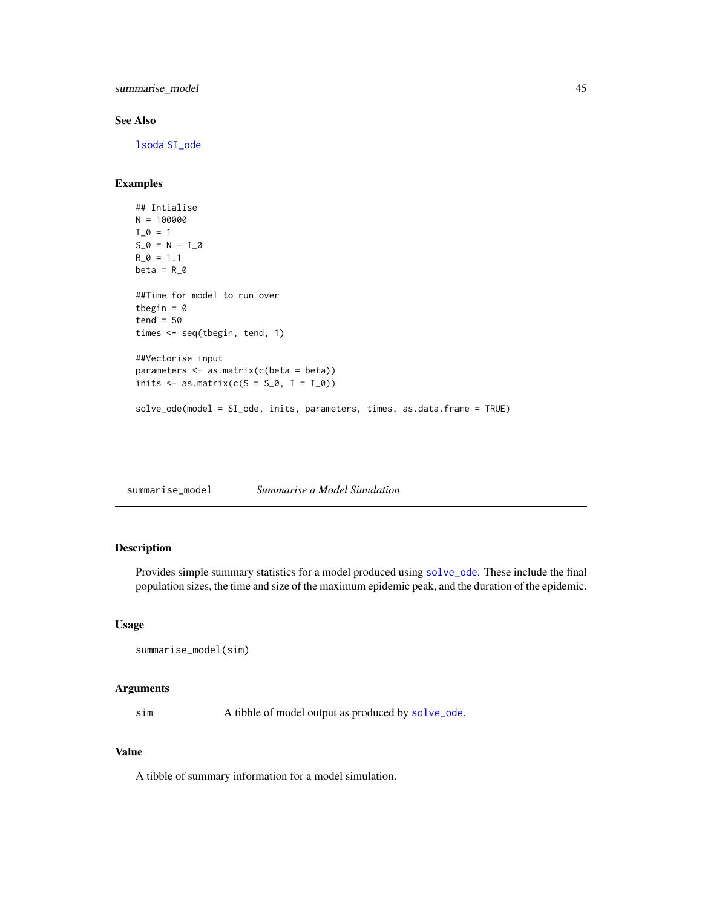### See Also

lsoda SI_ode

### Examples

```
## Intialise
N = 100000
I_0 = 1
S_0 = N - I_0
R_0 = 1.1
beta = R_0

##Time for model to run over
tbegin = 0
tend = 50
times <- seq(tbegin, tend, 1)

##Vectorise input
parameters <- as.matrix(c(beta = beta))
inits <- as.matrix(c(S = S_0, I = I_0))

solve_ode(model = SI_ode, inits, parameters, times, as.data.frame = TRUE)
```

---

## summarise_model *Summarise a Model Simulation*

### Description

Provides simple summary statistics for a model produced using solve_ode. These include the final population sizes, the time and size of the maximum epidemic peak, and the duration of the epidemic.

### Usage

```
summarise_model(sim)
```

### Arguments

| | |
|---|---|
| sim | A tibble of model output as produced by solve_ode. |

### Value

A tibble of summary information for a model simulation.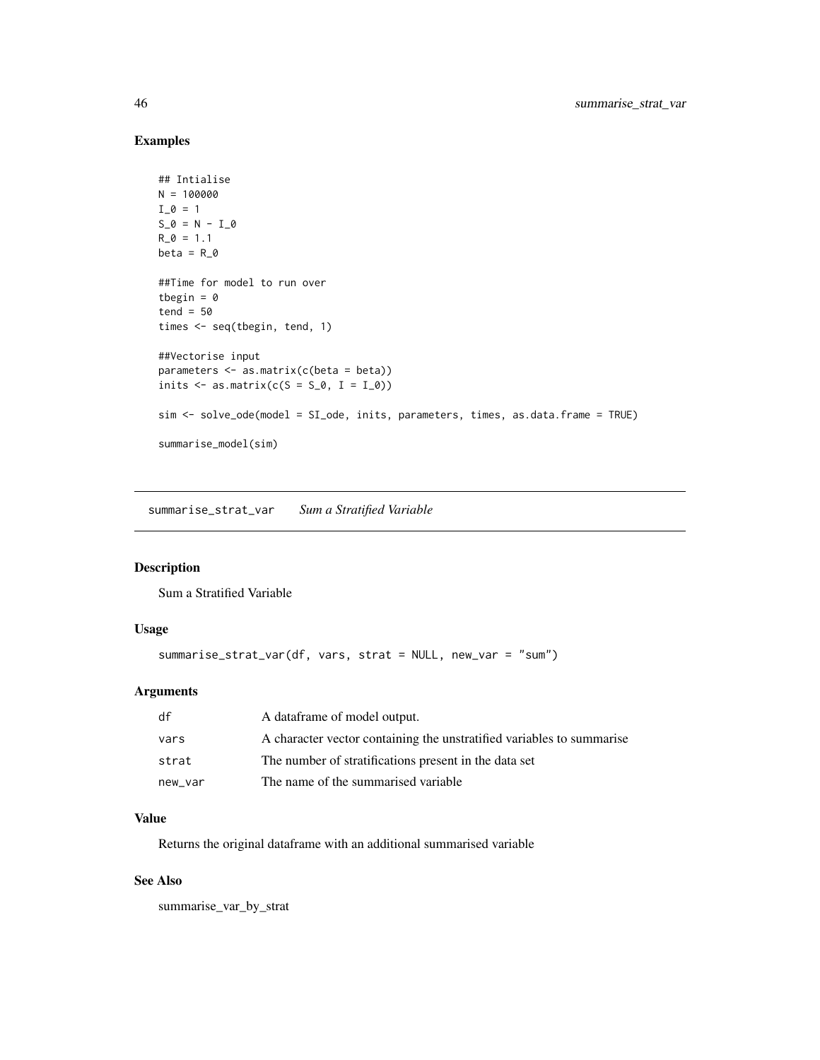### Examples

```
## Intialise
N = 100000
I_0 = 1
S_0 = N - I_0
R_0 = 1.1
beta = R_0

##Time for model to run over
tbegin = 0
tend = 50
times <- seq(tbegin, tend, 1)

##Vectorise input
parameters <- as.matrix(c(beta = beta))
inits <- as.matrix(c(S = S_0, I = I_0))

sim <- solve_ode(model = SI_ode, inits, parameters, times, as.data.frame = TRUE)

summarise_model(sim)
```

---

## summarise_strat_var *Sum a Stratified Variable*

---

### Description

Sum a Stratified Variable

### Usage

```
summarise_strat_var(df, vars, strat = NULL, new_var = "sum")
```

### Arguments

| | |
|---|---|
| df | A dataframe of model output. |
| vars | A character vector containing the unstratified variables to summarise |
| strat | The number of stratifications present in the data set |
| new_var | The name of the summarised variable |

### Value

Returns the original dataframe with an additional summarised variable

### See Also

summarise_var_by_strat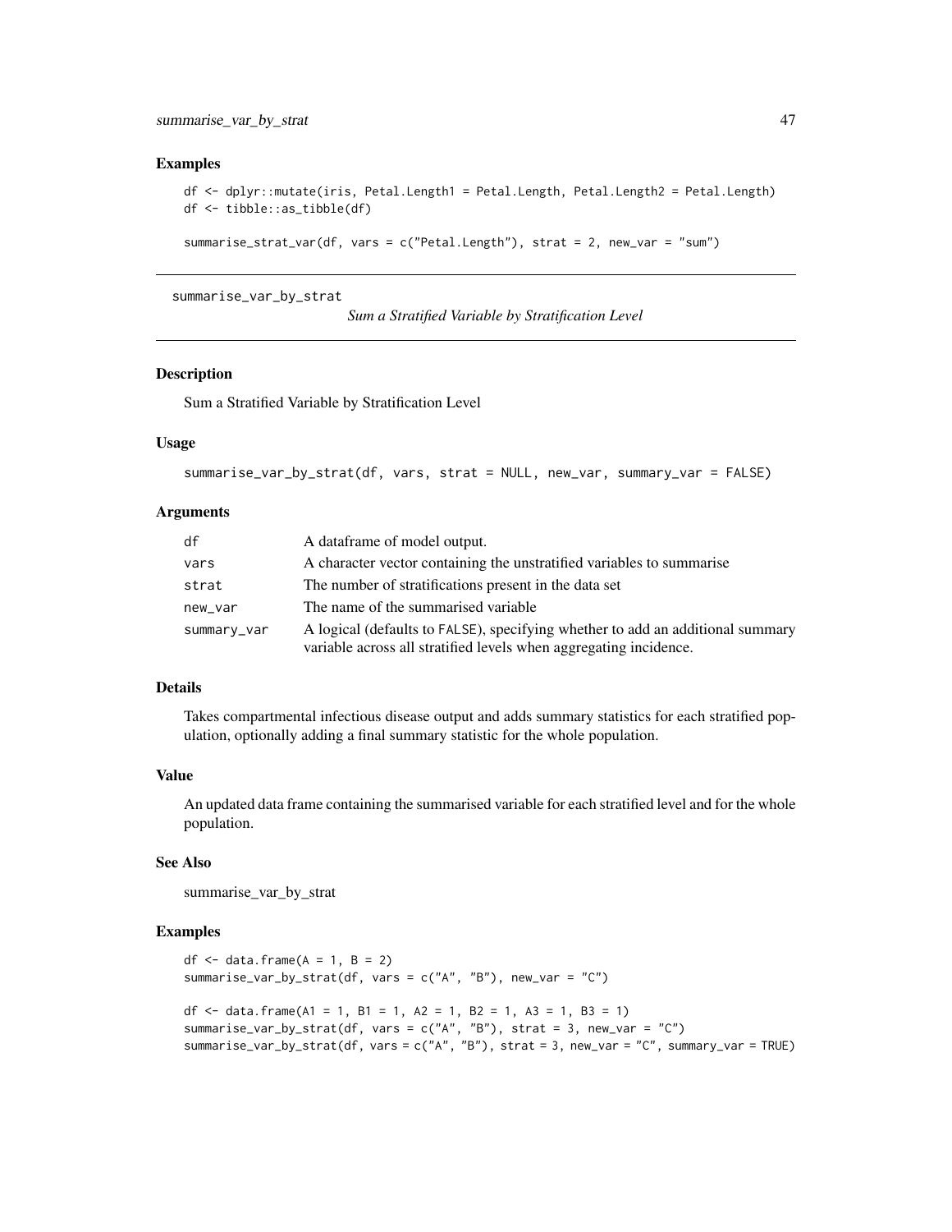## Examples

```
df <- dplyr::mutate(iris, Petal.Length1 = Petal.Length, Petal.Length2 = Petal.Length)
df <- tibble::as_tibble(df)

summarise_strat_var(df, vars = c("Petal.Length"), strat = 2, new_var = "sum")
```

---

# summarise_var_by_strat

*Sum a Stratified Variable by Stratification Level*

## Description

Sum a Stratified Variable by Stratification Level

## Usage

```
summarise_var_by_strat(df, vars, strat = NULL, new_var, summary_var = FALSE)
```

## Arguments

| | |
|---|---|
| df | A dataframe of model output. |
| vars | A character vector containing the unstratified variables to summarise |
| strat | The number of stratifications present in the data set |
| new_var | The name of the summarised variable |
| summary_var | A logical (defaults to FALSE), specifying whether to add an additional summary variable across all stratified levels when aggregating incidence. |

## Details

Takes compartmental infectious disease output and adds summary statistics for each stratified population, optionally adding a final summary statistic for the whole population.

## Value

An updated data frame containing the summarised variable for each stratified level and for the whole population.

## See Also

summarise_var_by_strat

## Examples

```
df <- data.frame(A = 1, B = 2)
summarise_var_by_strat(df, vars = c("A", "B"), new_var = "C")

df <- data.frame(A1 = 1, B1 = 1, A2 = 1, B2 = 1, A3 = 1, B3 = 1)
summarise_var_by_strat(df, vars = c("A", "B"), strat = 3, new_var = "C")
summarise_var_by_strat(df, vars = c("A", "B"), strat = 3, new_var = "C", summary_var = TRUE)
```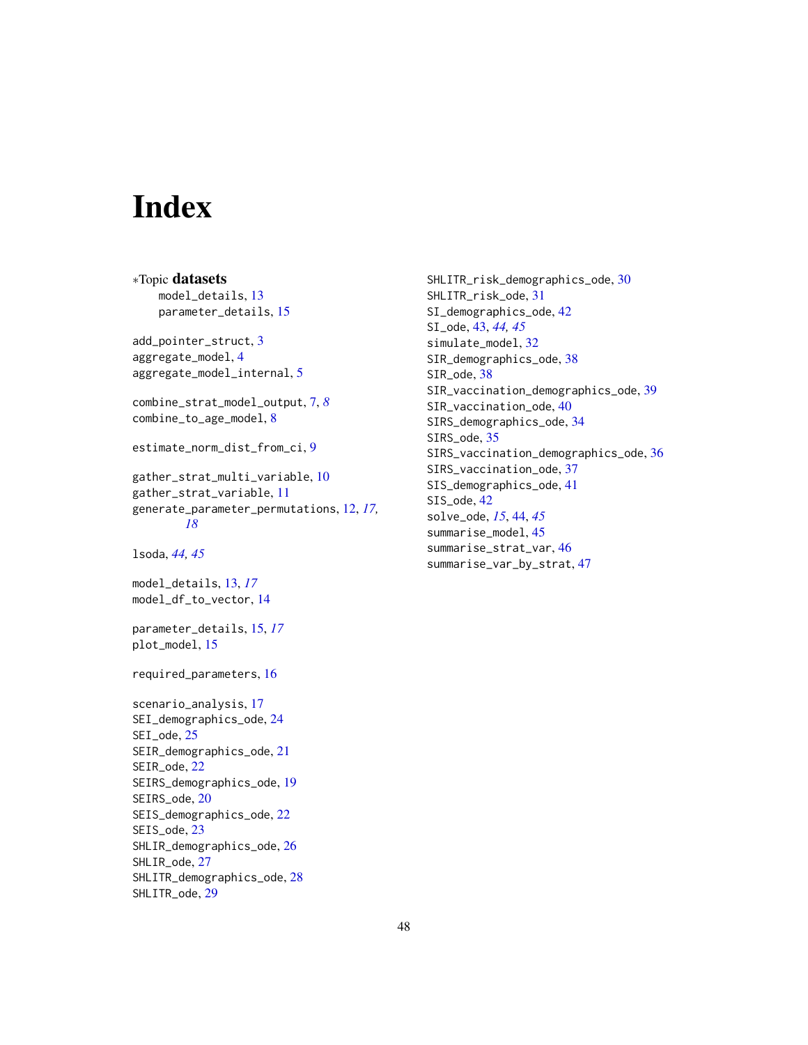# Index

∗Topic **datasets**

model_details, 13
parameter_details, 15

add_pointer_struct, 3
aggregate_model, 4
aggregate_model_internal, 5

combine_strat_model_output, 7, *8*
combine_to_age_model, 8

estimate_norm_dist_from_ci, 9

gather_strat_multi_variable, 10
gather_strat_variable, 11
generate_parameter_permutations, 12, *17*, *18*

lsoda, *44*, *45*

model_details, 13, *17*
model_df_to_vector, 14

parameter_details, 15, *17*
plot_model, 15

required_parameters, 16

scenario_analysis, 17
SEI_demographics_ode, 24
SEI_ode, 25
SEIR_demographics_ode, 21
SEIR_ode, 22
SEIRS_demographics_ode, 19
SEIRS_ode, 20
SEIS_demographics_ode, 22
SEIS_ode, 23
SHLIR_demographics_ode, 26
SHLIR_ode, 27
SHLITR_demographics_ode, 28
SHLITR_ode, 29
SHLITR_risk_demographics_ode, 30
SHLITR_risk_ode, 31
SI_demographics_ode, 42
SI_ode, 43, *44*, *45*
simulate_model, 32
SIR_demographics_ode, 38
SIR_ode, 38
SIR_vaccination_demographics_ode, 39
SIR_vaccination_ode, 40
SIRS_demographics_ode, 34
SIRS_ode, 35
SIRS_vaccination_demographics_ode, 36
SIRS_vaccination_ode, 37
SIS_demographics_ode, 41
SIS_ode, 42
solve_ode, *15*, 44, *45*
summarise_model, 45
summarise_strat_var, 46
summarise_var_by_strat, 47